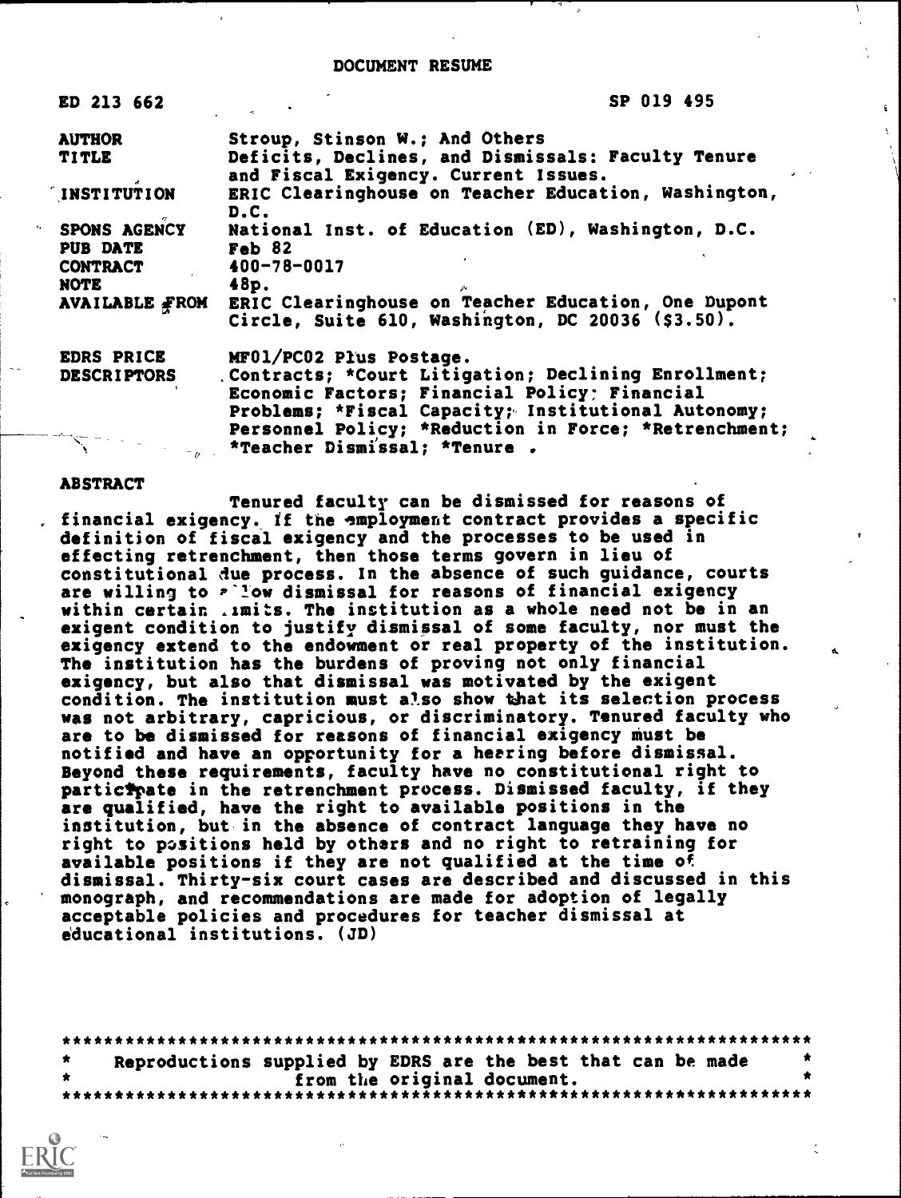DOCUMENT RESUME

| | |
|---|---|
| ED 213 662 | SP 019 495 |
| AUTHOR | Stroup, Stinson W.; And Others |
| TITLE | Deficits, Declines, and Dismissals: Faculty Tenure and Fiscal Exigency. Current Issues. |
| INSTITUTION | ERIC Clearinghouse on Teacher Education, Washington, D.C. |
| SPONS AGENCY | National Inst. of Education (ED), Washington, D.C. |
| PUB DATE | Feb 82 |
| CONTRACT | 400-78-0017 |
| NOTE | 48p. |
| AVAILABLE FROM | ERIC Clearinghouse on Teacher Education, One Dupont Circle, Suite 610, Washington, DC 20036 ($3.50). |
| EDRS PRICE | MF01/PC02 Plus Postage. |
| DESCRIPTORS | Contracts; *Court Litigation; Declining Enrollment; Economic Factors; Financial Policy; Financial Problems; *Fiscal Capacity; Institutional Autonomy; Personnel Policy; *Reduction in Force; *Retrenchment; *Teacher Dismissal; *Tenure |

ABSTRACT

Tenured faculty can be dismissed for reasons of financial exigency. If the employment contract provides a specific definition of fiscal exigency and the processes to be used in effecting retrenchment, then those terms govern in lieu of constitutional due process. In the absence of such guidance, courts are willing to allow dismissal for reasons of financial exigency within certain limits. The institution as a whole need not be in an exigent condition to justify dismissal of some faculty, nor must the exigency extend to the endowment or real property of the institution. The institution has the burdens of proving not only financial exigency, but also that dismissal was motivated by the exigent condition. The institution must also show that its selection process was not arbitrary, capricious, or discriminatory. Tenured faculty who are to be dismissed for reasons of financial exigency must be notified and have an opportunity for a hearing before dismissal. Beyond these requirements, faculty have no constitutional right to participate in the retrenchment process. Dismissed faculty, if they are qualified, have the right to available positions in the institution, but in the absence of contract language they have no right to positions held by others and no right to retraining for available positions if they are not qualified at the time of dismissal. Thirty-six court cases are described and discussed in this monograph, and recommendations are made for adoption of legally acceptable policies and procedures for teacher dismissal at educational institutions. (JD)

***********************************************************************
* Reproductions supplied by EDRS are the best that can be made *
* from the original document. *
***********************************************************************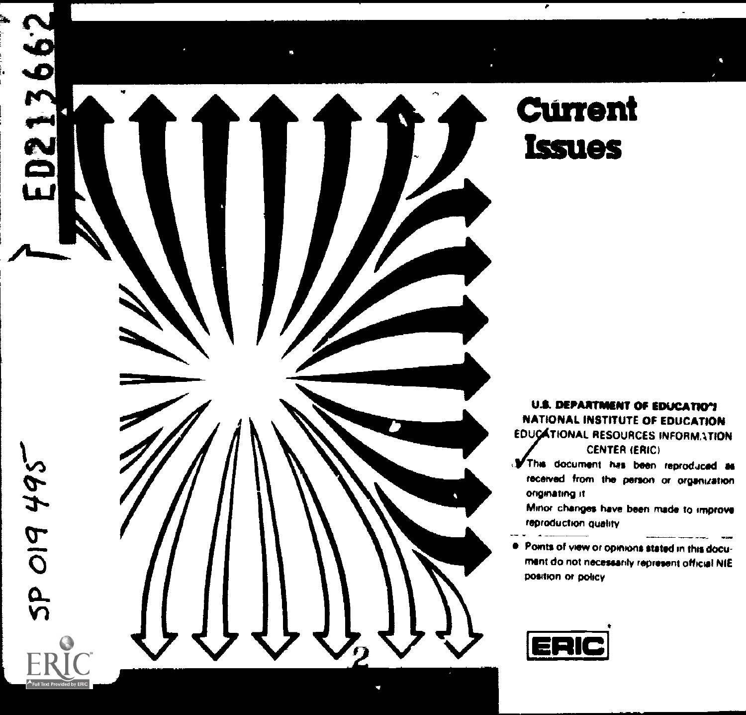# Current Issues

ED213662

SP 019 495

**U.S. DEPARTMENT OF EDUCATION**
**NATIONAL INSTITUTE OF EDUCATION**
EDUCATIONAL RESOURCES INFORMATION CENTER (ERIC)

- This document has been reproduced as received from the person or organization originating it.
- Minor changes have been made to improve reproduction quality.

- Points of view or opinions stated in this document do not necessarily represent official NIE position or policy.

ERIC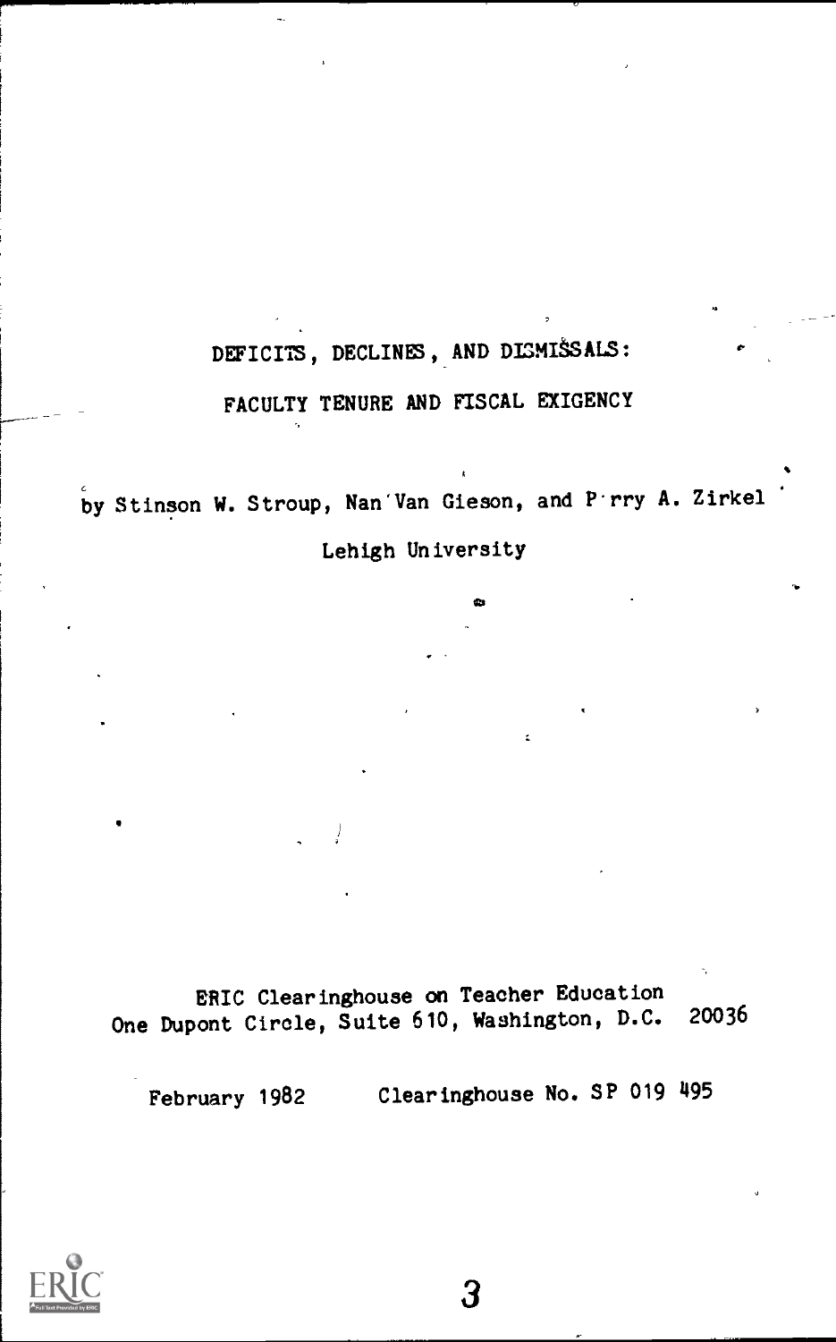# DEFICITS, DECLINES, AND DISMISSALS:

## FACULTY TENURE AND FISCAL EXIGENCY

by Stinson W. Stroup, Nan Van Gieson, and Perry A. Zirkel

Lehigh University

ERIC Clearinghouse on Teacher Education
One Dupont Circle, Suite 610, Washington, D.C. 20036

February 1982 Clearinghouse No. SP 019 495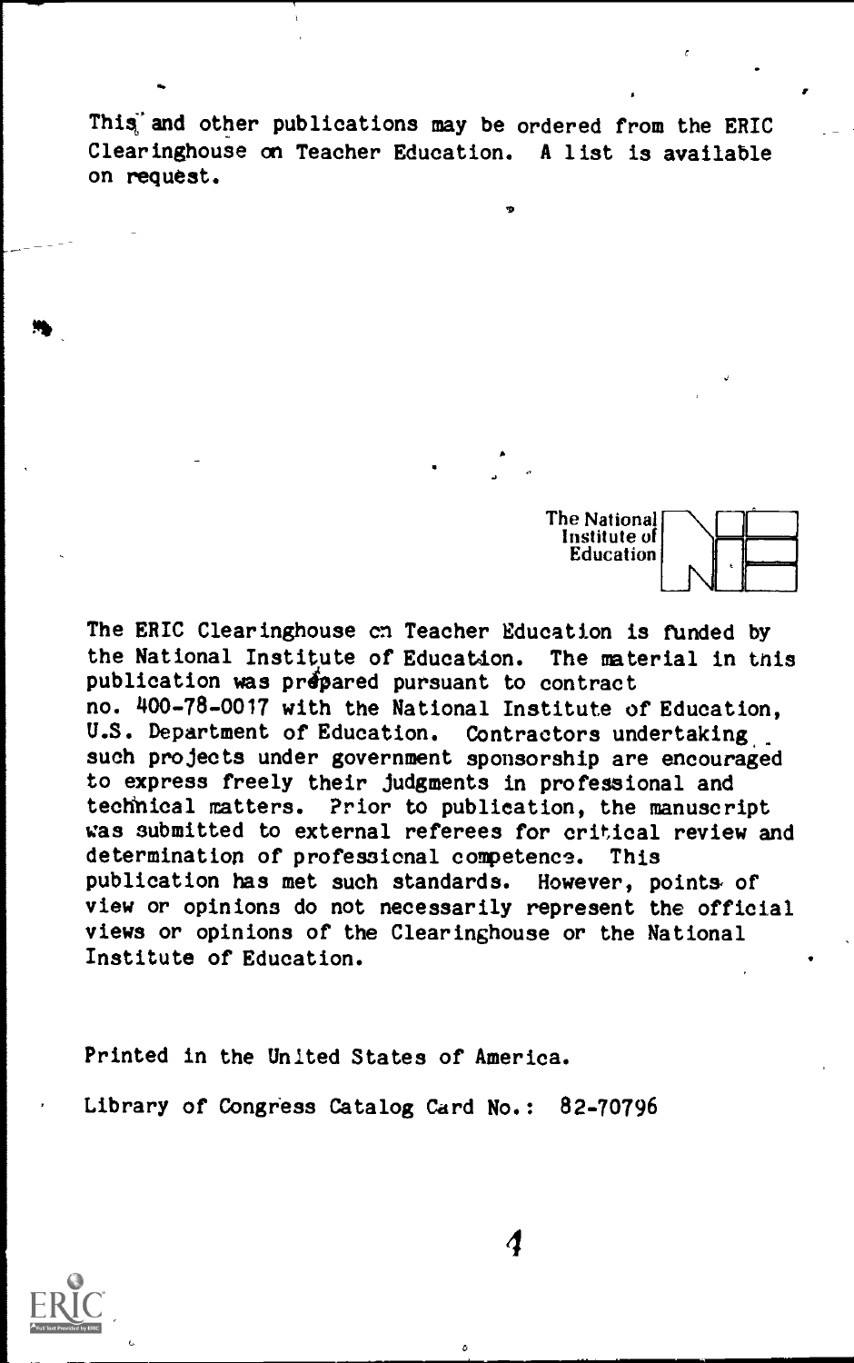This and other publications may be ordered from the ERIC Clearinghouse on Teacher Education. A list is available on request.

The National Institute of Education

The ERIC Clearinghouse on Teacher Education is funded by the National Institute of Education. The material in this publication was prepared pursuant to contract no. 400-78-0017 with the National Institute of Education, U.S. Department of Education. Contractors undertaking such projects under government sponsorship are encouraged to express freely their judgments in professional and technical matters. Prior to publication, the manuscript was submitted to external referees for critical review and determination of professional competence. This publication has met such standards. However, points of view or opinions do not necessarily represent the official views or opinions of the Clearinghouse or the National Institute of Education.

Printed in the United States of America.

Library of Congress Catalog Card No.: 82-70796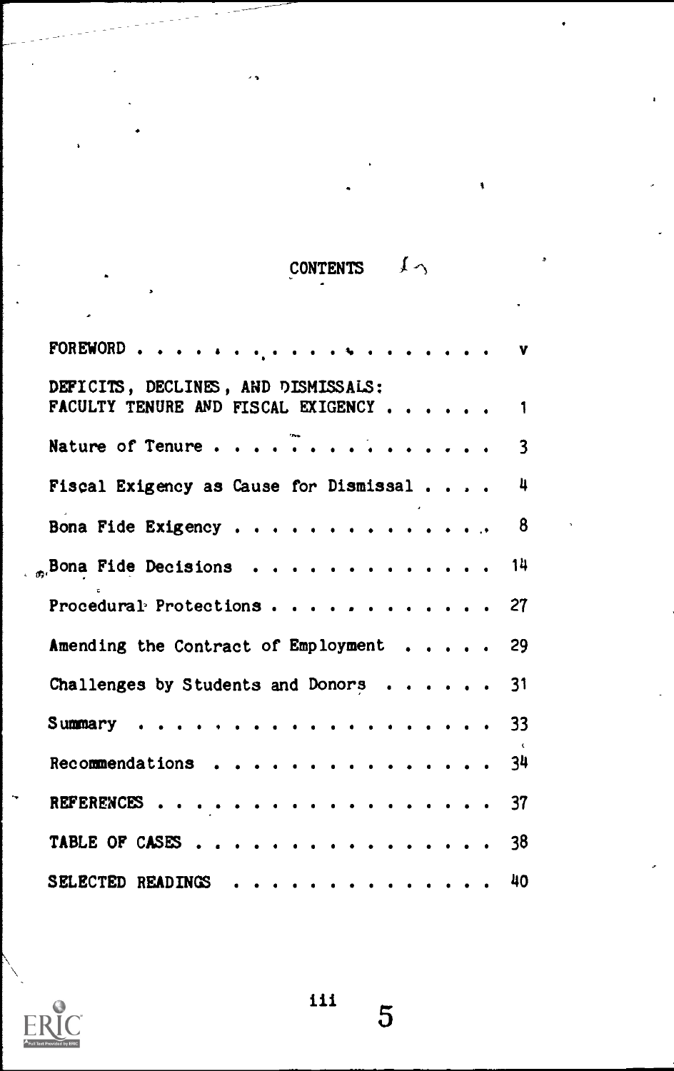# CONTENTS

| | |
|---|---|
| FOREWORD | v |
| DEFICITS, DECLINES, AND DISMISSALS: FACULTY TENURE AND FISCAL EXIGENCY | 1 |
| Nature of Tenure | 3 |
| Fiscal Exigency as Cause for Dismissal | 4 |
| Bona Fide Exigency | 8 |
| Bona Fide Decisions | 14 |
| Procedural Protections | 27 |
| Amending the Contract of Employment | 29 |
| Challenges by Students and Donors | 31 |
| Summary | 33 |
| Recommendations | 34 |
| REFERENCES | 37 |
| TABLE OF CASES | 38 |
| SELECTED READINGS | 40 |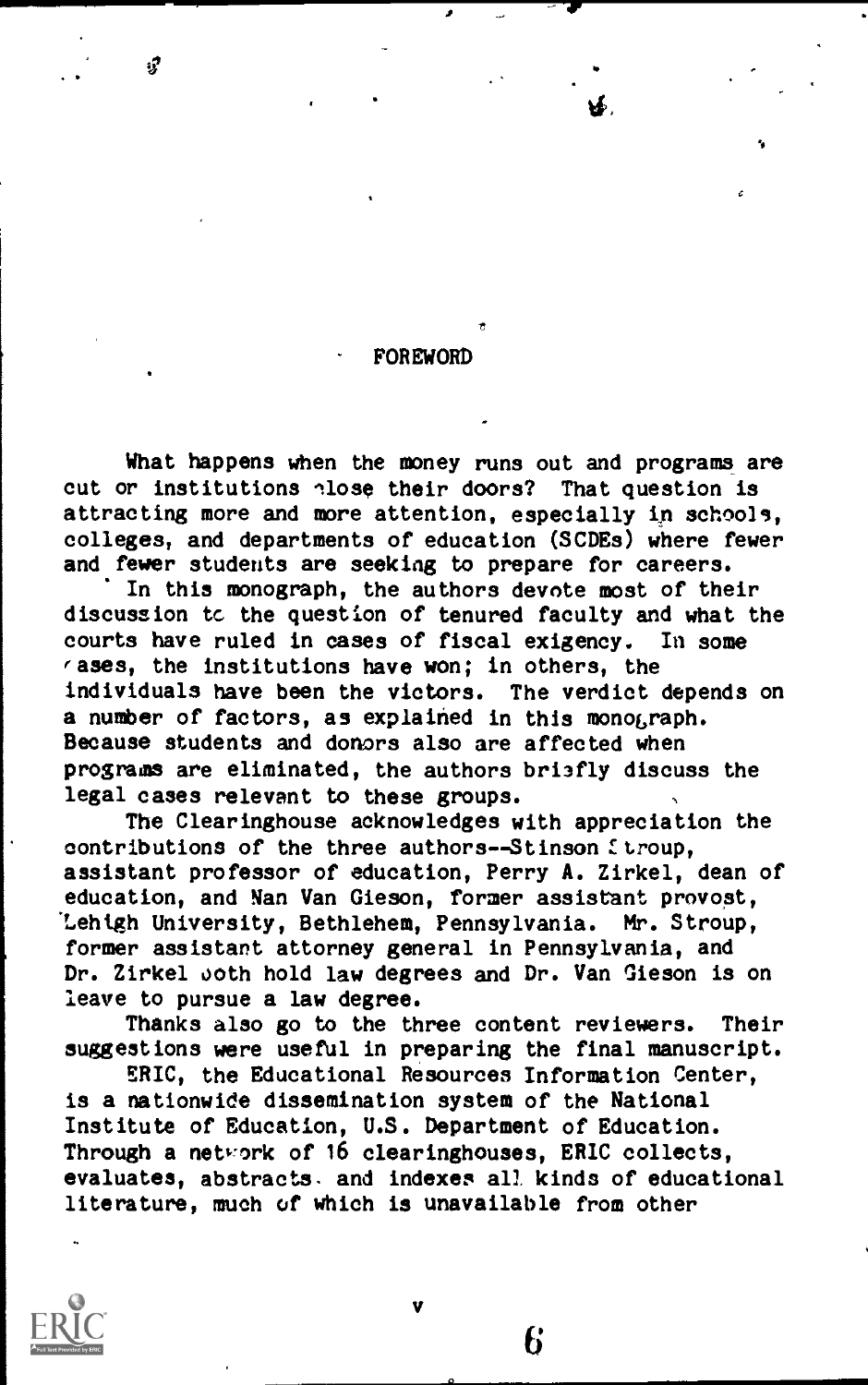# FOREWORD

What happens when the money runs out and programs are cut or institutions close their doors? That question is attracting more and more attention, especially in schools, colleges, and departments of education (SCDEs) where fewer and fewer students are seeking to prepare for careers.

In this monograph, the authors devote most of their discussion to the question of tenured faculty and what the courts have ruled in cases of fiscal exigency. In some cases, the institutions have won; in others, the individuals have been the victors. The verdict depends on a number of factors, as explained in this monograph. Because students and donors also are affected when programs are eliminated, the authors briefly discuss the legal cases relevant to these groups.

The Clearinghouse acknowledges with appreciation the contributions of the three authors--Stinson Stroup, assistant professor of education, Perry A. Zirkel, dean of education, and Nan Van Gieson, former assistant provost, Lehigh University, Bethlehem, Pennsylvania. Mr. Stroup, former assistant attorney general in Pennsylvania, and Dr. Zirkel both hold law degrees and Dr. Van Gieson is on leave to pursue a law degree.

Thanks also go to the three content reviewers. Their suggestions were useful in preparing the final manuscript.

ERIC, the Educational Resources Information Center, is a nationwide dissemination system of the National Institute of Education, U.S. Department of Education. Through a network of 16 clearinghouses, ERIC collects, evaluates, abstracts, and indexes all kinds of educational literature, much of which is unavailable from other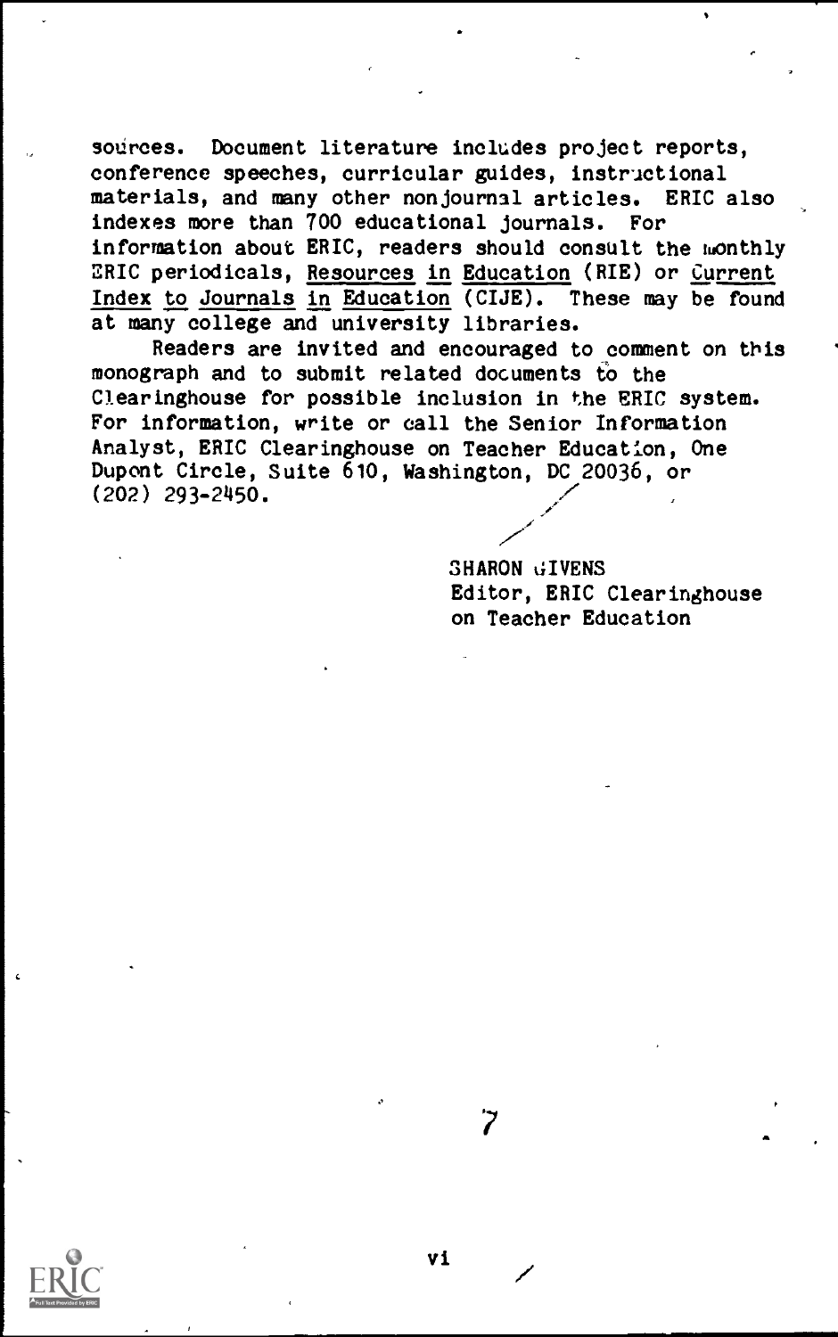sources. Document literature includes project reports, conference speeches, curricular guides, instructional materials, and many other nonjournal articles. ERIC also indexes more than 700 educational journals. For information about ERIC, readers should consult the monthly ERIC periodicals, Resources in Education (RIE) or Current Index to Journals in Education (CIJE). These may be found at many college and university libraries.

Readers are invited and encouraged to comment on this monograph and to submit related documents to the Clearinghouse for possible inclusion in the ERIC system. For information, write or call the Senior Information Analyst, ERIC Clearinghouse on Teacher Education, One Dupont Circle, Suite 610, Washington, DC 20036, or (202) 293-2450.

SHARON GIVENS
Editor, ERIC Clearinghouse
on Teacher Education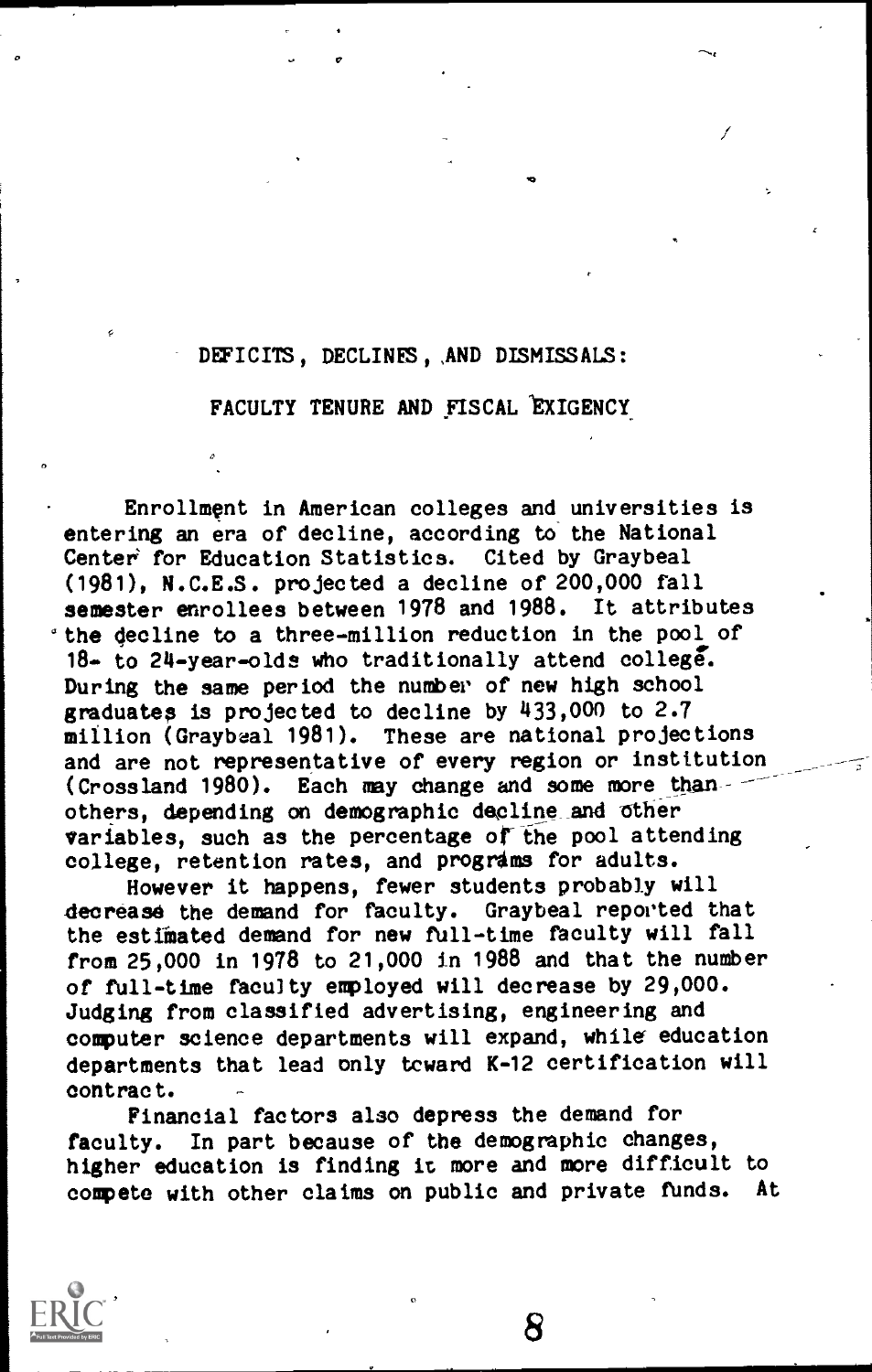# DEFICITS, DECLINES, AND DISMISSALS:

## FACULTY TENURE AND FISCAL EXIGENCY

Enrollment in American colleges and universities is entering an era of decline, according to the National Center for Education Statistics. Cited by Graybeal (1981), N.C.E.S. projected a decline of 200,000 fall semester enrollees between 1978 and 1988. It attributes the decline to a three-million reduction in the pool of 18- to 24-year-olds who traditionally attend college. During the same period the number of new high school graduates is projected to decline by 433,000 to 2.7 million (Graybeal 1981). These are national projections and are not representative of every region or institution (Crossland 1980). Each may change and some more than others, depending on demographic decline and other variables, such as the percentage of the pool attending college, retention rates, and programs for adults.

However it happens, fewer students probably will decrease the demand for faculty. Graybeal reported that the estimated demand for new full-time faculty will fall from 25,000 in 1978 to 21,000 in 1988 and that the number of full-time faculty employed will decrease by 29,000. Judging from classified advertising, engineering and computer science departments will expand, while education departments that lead only toward K-12 certification will contract.

Financial factors also depress the demand for faculty. In part because of the demographic changes, higher education is finding it more and more difficult to compete with other claims on public and private funds. At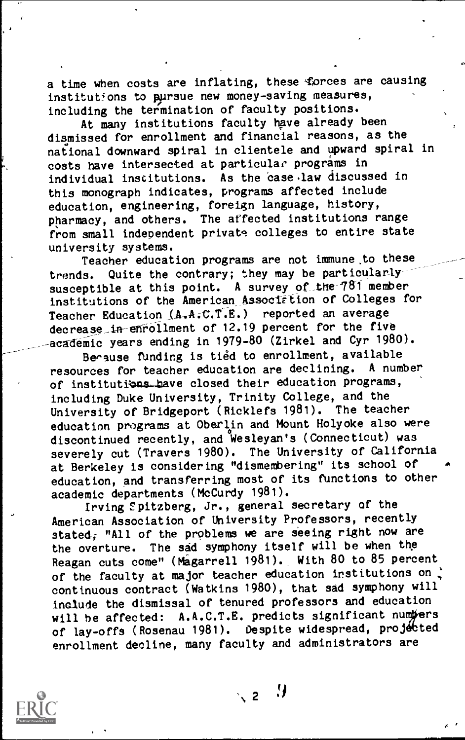a time when costs are inflating, these forces are causing institutions to pursue new money-saving measures, including the termination of faculty positions.

At many institutions faculty have already been dismissed for enrollment and financial reasons, as the national downward spiral in clientele and upward spiral in costs have intersected at particular programs in individual institutions. As the case law discussed in this monograph indicates, programs affected include education, engineering, foreign language, history, pharmacy, and others. The affected institutions range from small independent private colleges to entire state university systems.

Teacher education programs are not immune to these trends. Quite the contrary; they may be particularly susceptible at this point. A survey of the 781 member institutions of the American Association of Colleges for Teacher Education (A.A.C.T.E.) reported an average decrease in enrollment of 12.19 percent for the five academic years ending in 1979-80 (Zirkel and Cyr 1980).

Because funding is tied to enrollment, available resources for teacher education are declining. A number of institutions have closed their education programs, including Duke University, Trinity College, and the University of Bridgeport (Ricklefs 1981). The teacher education programs at Oberlin and Mount Holyoke also were discontinued recently, and Wesleyan's (Connecticut) was severely cut (Travers 1980). The University of California at Berkeley is considering "dismembering" its school of education, and transferring most of its functions to other academic departments (McCurdy 1981).

Irving Spitzberg, Jr., general secretary of the American Association of University Professors, recently stated, "All of the problems we are seeing right now are the overture. The sad symphony itself will be when the Reagan cuts come" (Magarrell 1981). With 80 to 85 percent of the faculty at major teacher education institutions on continuous contract (Watkins 1980), that sad symphony will include the dismissal of tenured professors and education will be affected: A.A.C.T.E. predicts significant numbers of lay-offs (Rosenau 1981). Despite widespread, projected enrollment decline, many faculty and administrators are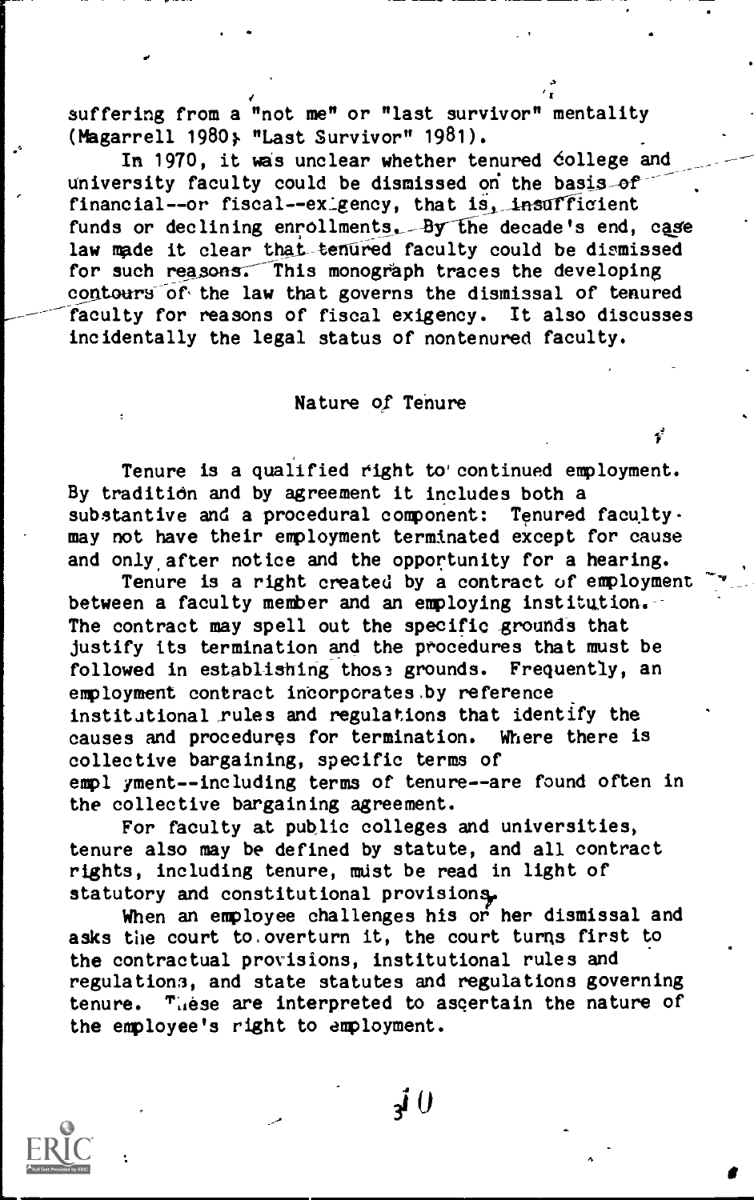suffering from a "not me" or "last survivor" mentality (Magarrell 1980; "Last Survivor" 1981).

In 1970, it was unclear whether tenured college and university faculty could be dismissed on the basis of financial--or fiscal--exigency, that is, insufficient funds or declining enrollments. By the decade's end, case law made it clear that tenured faculty could be dismissed for such reasons. This monograph traces the developing contours of the law that governs the dismissal of tenured faculty for reasons of fiscal exigency. It also discusses incidentally the legal status of nontenured faculty.

## Nature of Tenure

Tenure is a qualified right to continued employment. By tradition and by agreement it includes both a substantive and a procedural component: Tenured faculty may not have their employment terminated except for cause and only after notice and the opportunity for a hearing.

Tenure is a right created by a contract of employment between a faculty member and an employing institution. The contract may spell out the specific grounds that justify its termination and the procedures that must be followed in establishing those grounds. Frequently, an employment contract incorporates by reference institutional rules and regulations that identify the causes and procedures for termination. Where there is collective bargaining, specific terms of employment--including terms of tenure--are found often in the collective bargaining agreement.

For faculty at public colleges and universities, tenure also may be defined by statute, and all contract rights, including tenure, must be read in light of statutory and constitutional provisions.

When an employee challenges his or her dismissal and asks the court to overturn it, the court turns first to the contractual provisions, institutional rules and regulations, and state statutes and regulations governing tenure. These are interpreted to ascertain the nature of the employee's right to employment.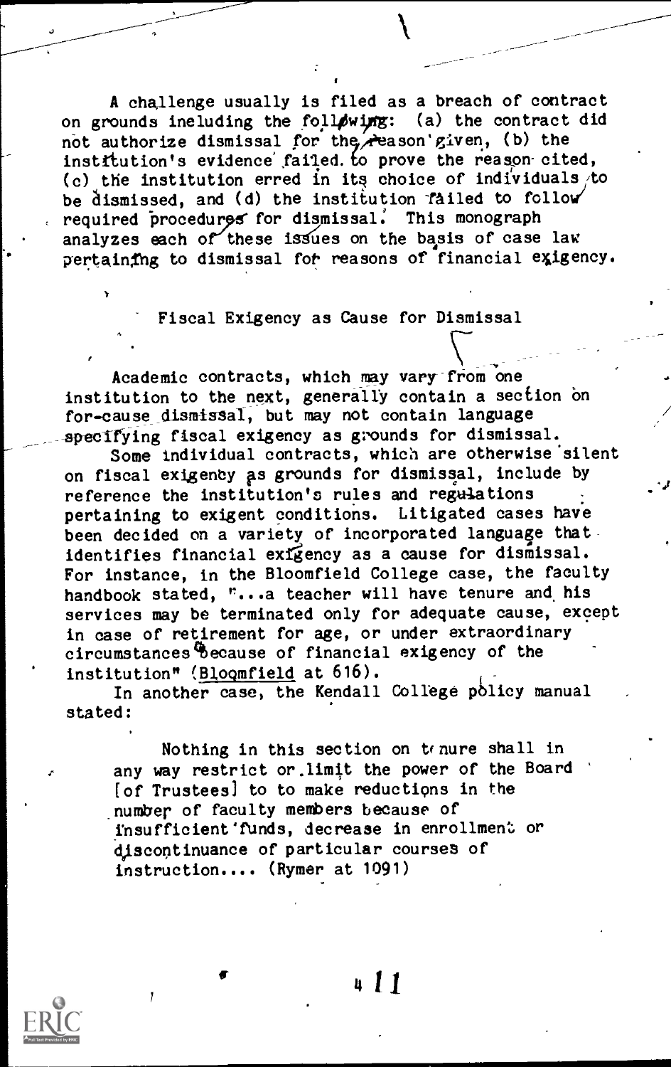A challenge usually is filed as a breach of contract on grounds including the following: (a) the contract did not authorize dismissal for the reason given, (b) the institution's evidence failed to prove the reason cited, (c) the institution erred in its choice of individuals to be dismissed, and (d) the institution failed to follow required procedures for dismissal. This monograph analyzes each of these issues on the basis of case law pertaining to dismissal for reasons of financial exigency.

## Fiscal Exigency as Cause for Dismissal

Academic contracts, which may vary from one institution to the next, generally contain a section on for-cause dismissal, but may not contain language specifying fiscal exigency as grounds for dismissal.

Some individual contracts, which are otherwise silent on fiscal exigency as grounds for dismissal, include by reference the institution's rules and regulations pertaining to exigent conditions. Litigated cases have been decided on a variety of incorporated language that identifies financial exigency as a cause for dismissal. For instance, in the Bloomfield College case, the faculty handbook stated, "...a teacher will have tenure and his services may be terminated only for adequate cause, except in case of retirement for age, or under extraordinary circumstances because of financial exigency of the institution" (Bloomfield at 616).

In another case, the Kendall College policy manual stated:

> Nothing in this section on tenure shall in any way restrict or limit the power of the Board [of Trustees] to to make reductions in the number of faculty members because of insufficient funds, decrease in enrollment or discontinuance of particular courses of instruction.... (Rymer at 1091)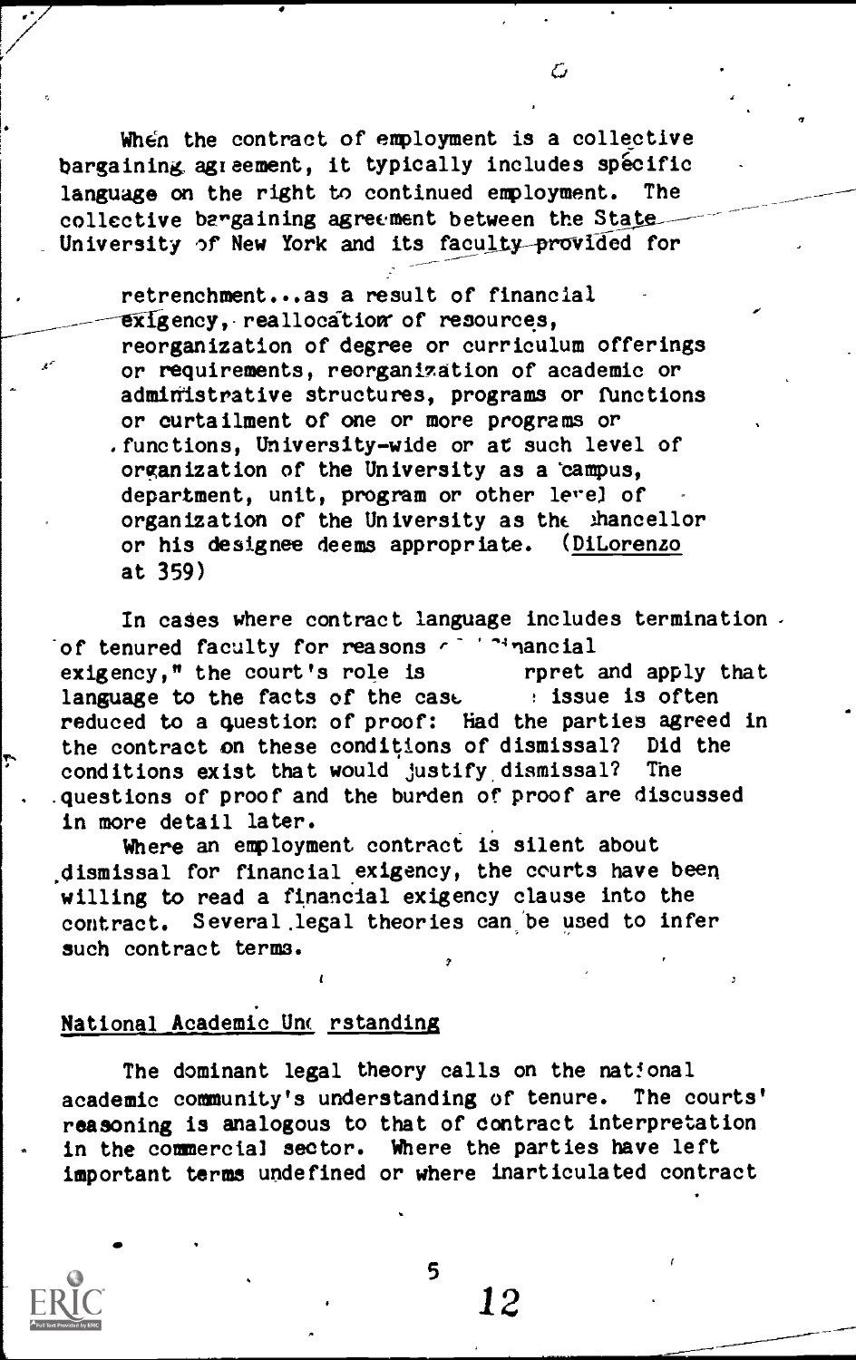When the contract of employment is a collective bargaining agreement, it typically includes specific language on the right to continued employment. The collective bargaining agreement between the State University of New York and its faculty provided for

> retrenchment...as a result of financial exigency, reallocation of resources, reorganization of degree or curriculum offerings or requirements, reorganization of academic or administrative structures, programs or functions or curtailment of one or more programs or functions, University-wide or at such level of organization of the University as a campus, department, unit, program or other level of organization of the University as the chancellor or his designee deems appropriate. (DiLorenzo at 359)

In cases where contract language includes termination of tenured faculty for reasons of "financial exigency," the court's role is to interpret and apply that language to the facts of the case. The issue is often reduced to a question of proof: Had the parties agreed in the contract on these conditions of dismissal? Did the conditions exist that would justify dismissal? The questions of proof and the burden of proof are discussed in more detail later.

Where an employment contract is silent about dismissal for financial exigency, the courts have been willing to read a financial exigency clause into the contract. Several legal theories can be used to infer such contract terms.

## National Academic Understanding

The dominant legal theory calls on the national academic community's understanding of tenure. The courts' reasoning is analogous to that of contract interpretation in the commercial sector. Where the parties have left important terms undefined or where inarticulated contract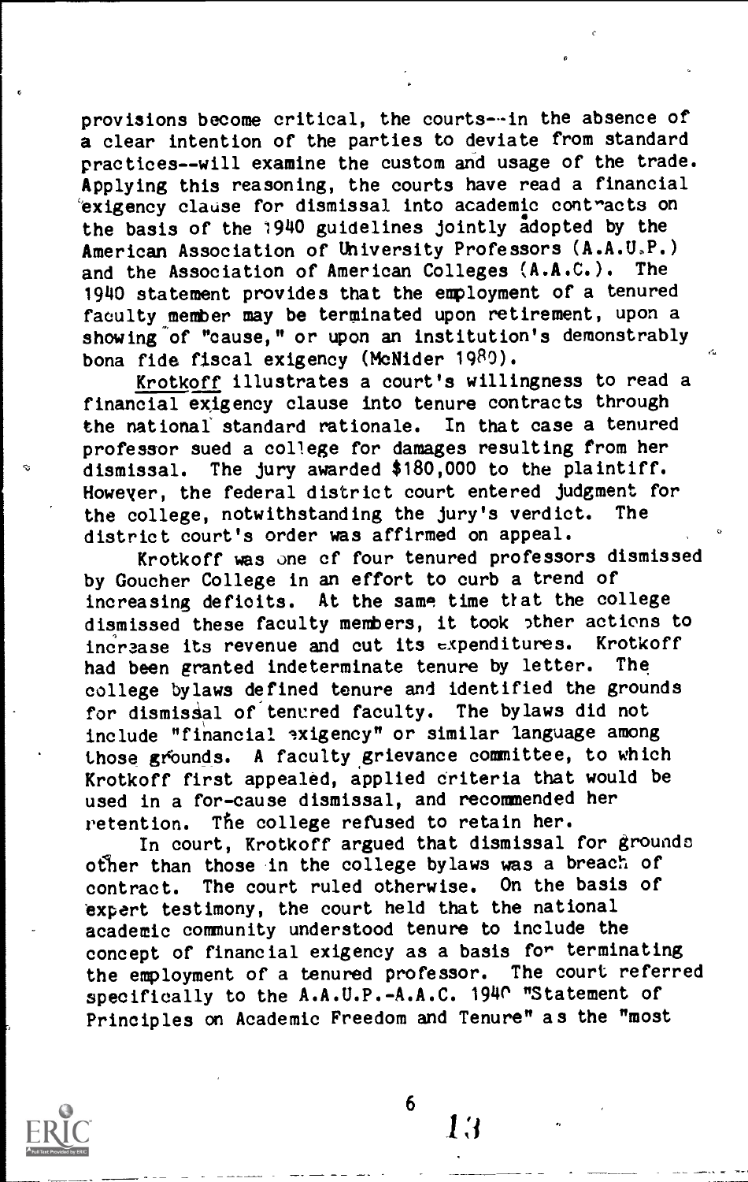provisions become critical, the courts--in the absence of a clear intention of the parties to deviate from standard practices--will examine the custom and usage of the trade. Applying this reasoning, the courts have read a financial exigency clause for dismissal into academic contracts on the basis of the 1940 guidelines jointly adopted by the American Association of University Professors (A.A.U.P.) and the Association of American Colleges (A.A.C.). The 1940 statement provides that the employment of a tenured faculty member may be terminated upon retirement, upon a showing of "cause," or upon an institution's demonstrably bona fide fiscal exigency (McNider 1980).

_Krotkoff_ illustrates a court's willingness to read a financial exigency clause into tenure contracts through the national standard rationale. In that case a tenured professor sued a college for damages resulting from her dismissal. The jury awarded $180,000 to the plaintiff. However, the federal district court entered judgment for the college, notwithstanding the jury's verdict. The district court's order was affirmed on appeal.

Krotkoff was one of four tenured professors dismissed by Goucher College in an effort to curb a trend of increasing deficits. At the same time that the college dismissed these faculty members, it took other actions to increase its revenue and cut its expenditures. Krotkoff had been granted indeterminate tenure by letter. The college bylaws defined tenure and identified the grounds for dismissal of tenured faculty. The bylaws did not include "financial exigency" or similar language among those grounds. A faculty grievance committee, to which Krotkoff first appealed, applied criteria that would be used in a for-cause dismissal, and recommended her retention. The college refused to retain her.

In court, Krotkoff argued that dismissal for grounds other than those in the college bylaws was a breach of contract. The court ruled otherwise. On the basis of expert testimony, the court held that the national academic community understood tenure to include the concept of financial exigency as a basis for terminating the employment of a tenured professor. The court referred specifically to the A.A.U.P.-A.A.C. 1940 "Statement of Principles on Academic Freedom and Tenure" as the "most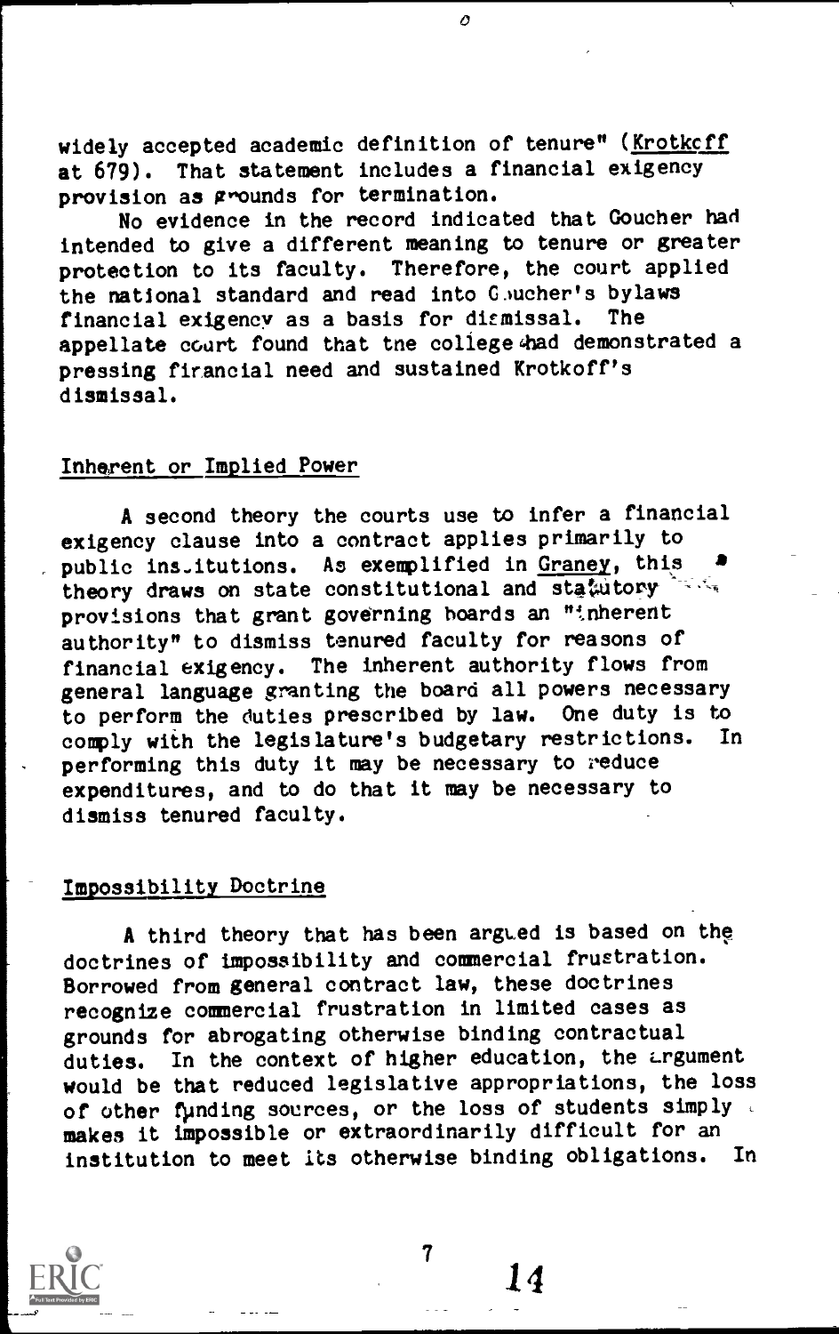widely accepted academic definition of tenure" (Krotkoff at 679). That statement includes a financial exigency provision as grounds for termination.

No evidence in the record indicated that Goucher had intended to give a different meaning to tenure or greater protection to its faculty. Therefore, the court applied the national standard and read into Goucher's bylaws financial exigency as a basis for dismissal. The appellate court found that the college had demonstrated a pressing financial need and sustained Krotkoff's dismissal.

## Inherent or Implied Power

A second theory the courts use to infer a financial exigency clause into a contract applies primarily to public institutions. As exemplified in Graney, this theory draws on state constitutional and statutory provisions that grant governing boards an "inherent authority" to dismiss tenured faculty for reasons of financial exigency. The inherent authority flows from general language granting the board all powers necessary to perform the duties prescribed by law. One duty is to comply with the legislature's budgetary restrictions. In performing this duty it may be necessary to reduce expenditures, and to do that it may be necessary to dismiss tenured faculty.

## Impossibility Doctrine

A third theory that has been argued is based on the doctrines of impossibility and commercial frustration. Borrowed from general contract law, these doctrines recognize commercial frustration in limited cases as grounds for abrogating otherwise binding contractual duties. In the context of higher education, the argument would be that reduced legislative appropriations, the loss of other funding sources, or the loss of students simply makes it impossible or extraordinarily difficult for an institution to meet its otherwise binding obligations. In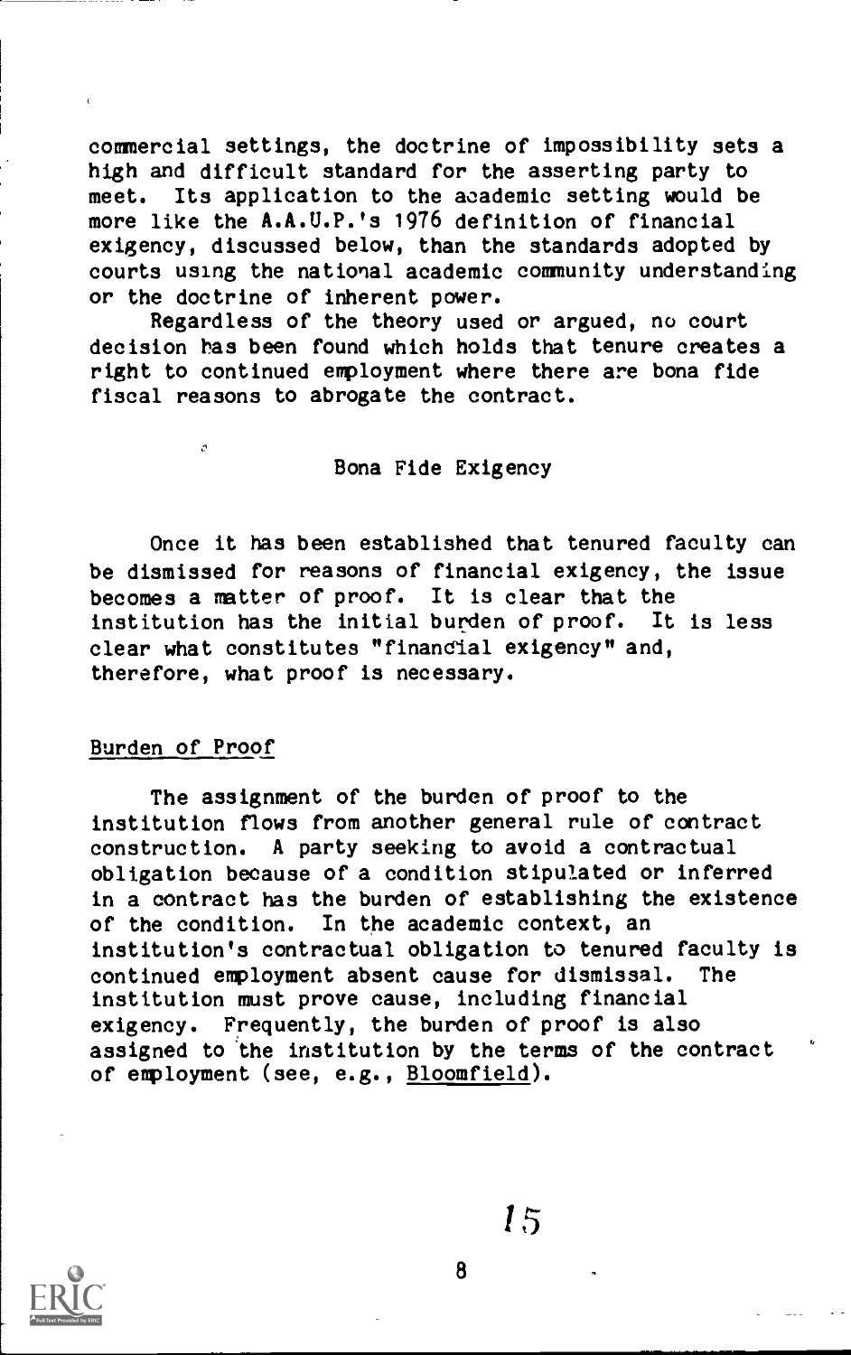commercial settings, the doctrine of impossibility sets a high and difficult standard for the asserting party to meet. Its application to the academic setting would be more like the A.A.U.P.'s 1976 definition of financial exigency, discussed below, than the standards adopted by courts using the national academic community understanding or the doctrine of inherent power.

Regardless of the theory used or argued, no court decision has been found which holds that tenure creates a right to continued employment where there are bona fide fiscal reasons to abrogate the contract.

## Bona Fide Exigency

Once it has been established that tenured faculty can be dismissed for reasons of financial exigency, the issue becomes a matter of proof. It is clear that the institution has the initial burden of proof. It is less clear what constitutes "financial exigency" and, therefore, what proof is necessary.

### Burden of Proof

The assignment of the burden of proof to the institution flows from another general rule of contract construction. A party seeking to avoid a contractual obligation because of a condition stipulated or inferred in a contract has the burden of establishing the existence of the condition. In the academic context, an institution's contractual obligation to tenured faculty is continued employment absent cause for dismissal. The institution must prove cause, including financial exigency. Frequently, the burden of proof is also assigned to the institution by the terms of the contract of employment (see, e.g., Bloomfield).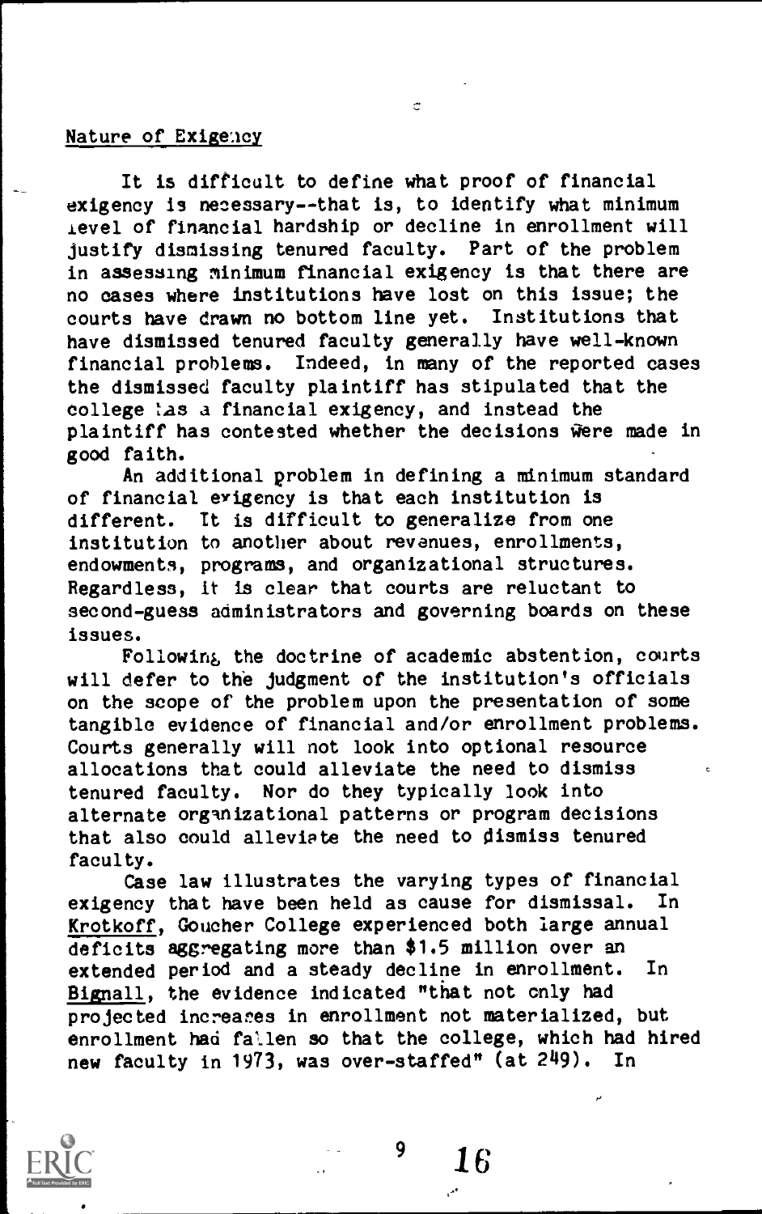## Nature of Exigency

It is difficult to define what proof of financial exigency is necessary--that is, to identify what minimum level of financial hardship or decline in enrollment will justify dismissing tenured faculty. Part of the problem in assessing minimum financial exigency is that there are no cases where institutions have lost on this issue; the courts have drawn no bottom line yet. Institutions that have dismissed tenured faculty generally have well-known financial problems. Indeed, in many of the reported cases the dismissed faculty plaintiff has stipulated that the college has a financial exigency, and instead the plaintiff has contested whether the decisions were made in good faith.

An additional problem in defining a minimum standard of financial exigency is that each institution is different. It is difficult to generalize from one institution to another about revenues, enrollments, endowments, programs, and organizational structures. Regardless, it is clear that courts are reluctant to second-guess administrators and governing boards on these issues.

Following the doctrine of academic abstention, courts will defer to the judgment of the institution's officials on the scope of the problem upon the presentation of some tangible evidence of financial and/or enrollment problems. Courts generally will not look into optional resource allocations that could alleviate the need to dismiss tenured faculty. Nor do they typically look into alternate organizational patterns or program decisions that also could alleviate the need to dismiss tenured faculty.

Case law illustrates the varying types of financial exigency that have been held as cause for dismissal. In Krotkoff, Goucher College experienced both large annual deficits aggregating more than $1.5 million over an extended period and a steady decline in enrollment. In Bignall, the evidence indicated "that not only had projected increases in enrollment not materialized, but enrollment had fallen so that the college, which had hired new faculty in 1973, was over-staffed" (at 249). In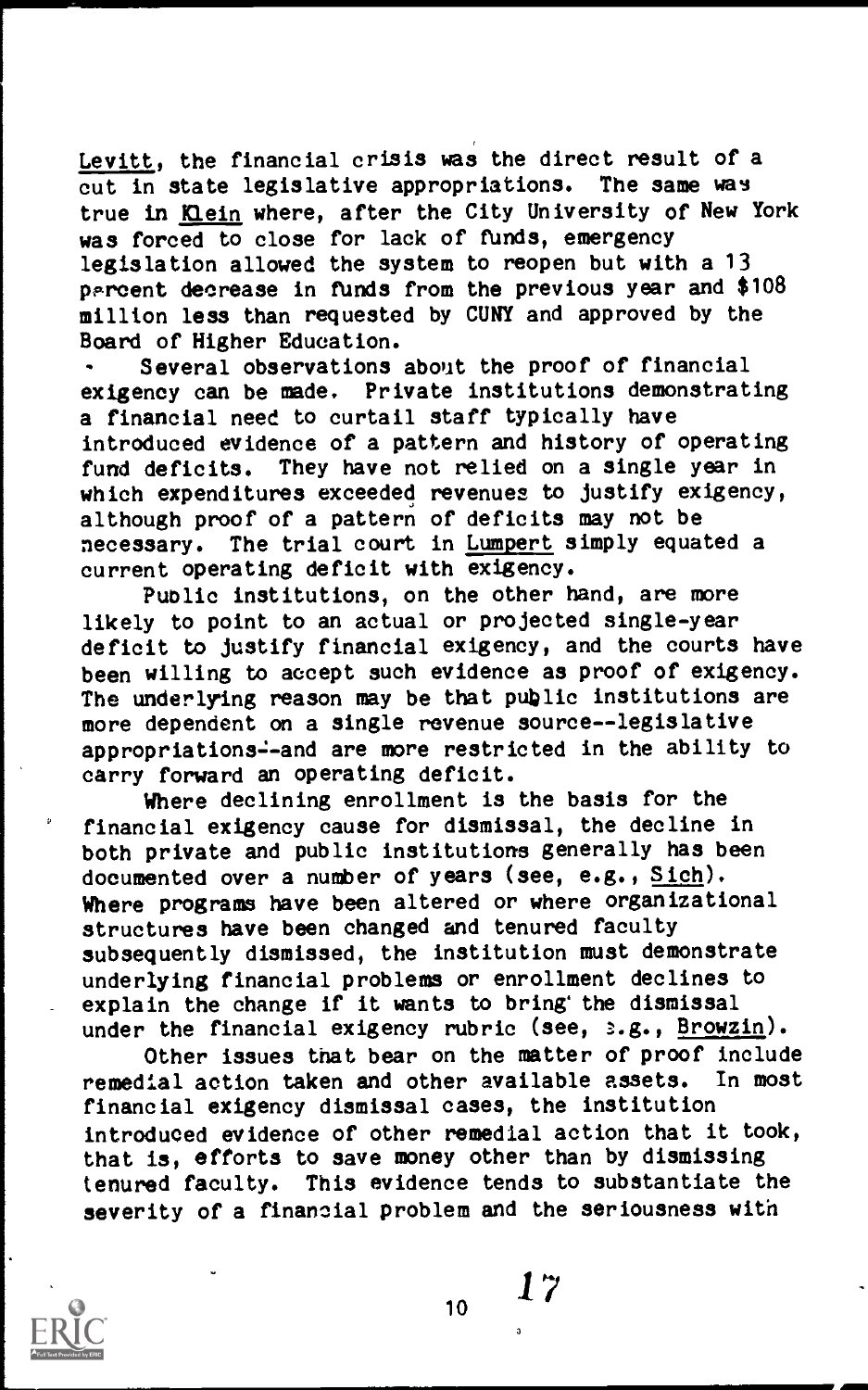*Levitt*, the financial crisis was the direct result of a cut in state legislative appropriations. The same was true in *Klein* where, after the City University of New York was forced to close for lack of funds, emergency legislation allowed the system to reopen but with a 13 percent decrease in funds from the previous year and $108 million less than requested by CUNY and approved by the Board of Higher Education.

Several observations about the proof of financial exigency can be made. Private institutions demonstrating a financial need to curtail staff typically have introduced evidence of a pattern and history of operating fund deficits. They have not relied on a single year in which expenditures exceeded revenues to justify exigency, although proof of a pattern of deficits may not be necessary. The trial court in *Lumpert* simply equated a current operating deficit with exigency.

Public institutions, on the other hand, are more likely to point to an actual or projected single-year deficit to justify financial exigency, and the courts have been willing to accept such evidence as proof of exigency. The underlying reason may be that public institutions are more dependent on a single revenue source--legislative appropriations--and are more restricted in the ability to carry forward an operating deficit.

Where declining enrollment is the basis for the financial exigency cause for dismissal, the decline in both private and public institutions generally has been documented over a number of years (see, e.g., *Sich*). Where programs have been altered or where organizational structures have been changed and tenured faculty subsequently dismissed, the institution must demonstrate underlying financial problems or enrollment declines to explain the change if it wants to bring the dismissal under the financial exigency rubric (see, e.g., *Browzin*).

Other issues that bear on the matter of proof include remedial action taken and other available assets. In most financial exigency dismissal cases, the institution introduced evidence of other remedial action that it took, that is, efforts to save money other than by dismissing tenured faculty. This evidence tends to substantiate the severity of a financial problem and the seriousness with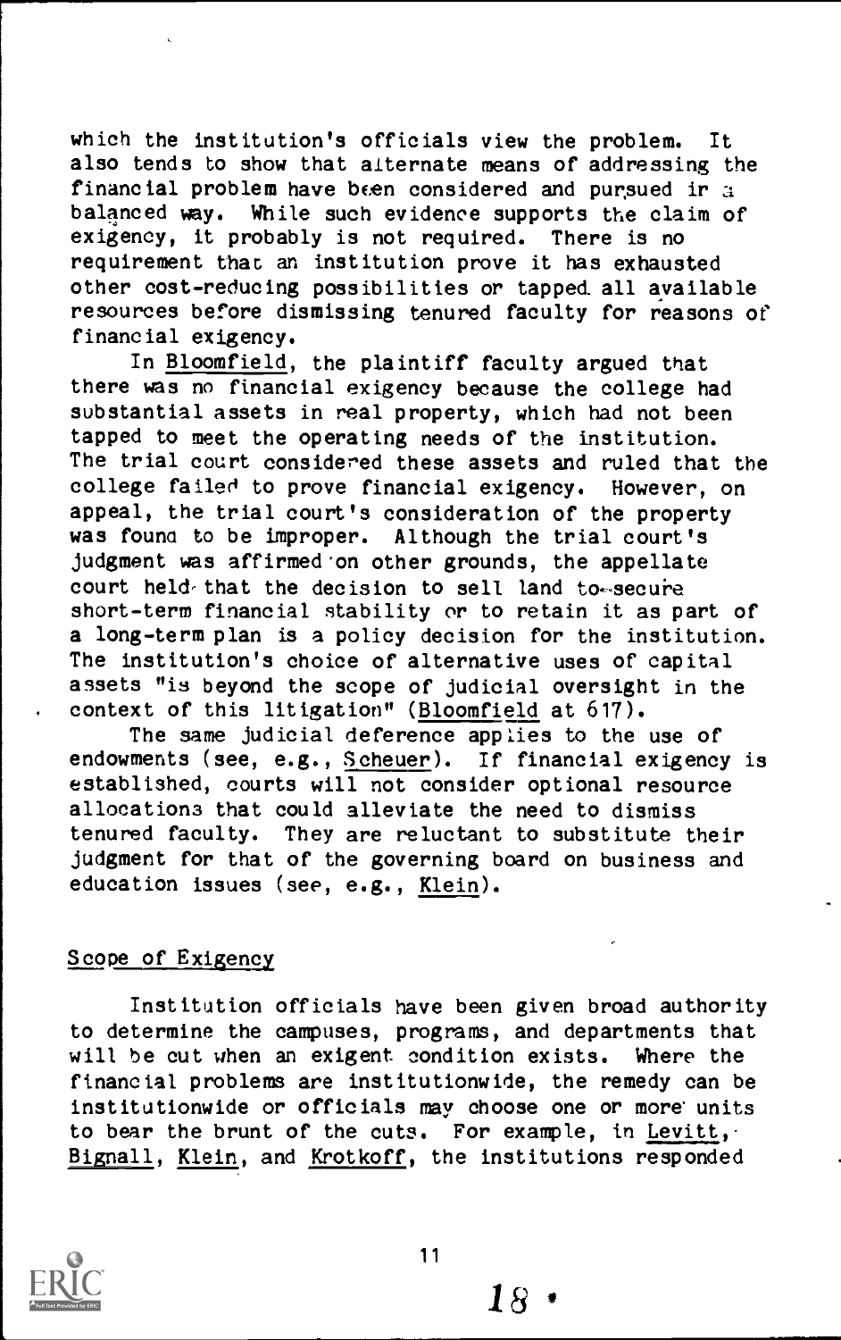which the institution's officials view the problem. It also tends to show that alternate means of addressing the financial problem have been considered and pursued in a balanced way. While such evidence supports the claim of exigency, it probably is not required. There is no requirement that an institution prove it has exhausted other cost-reducing possibilities or tapped all available resources before dismissing tenured faculty for reasons of financial exigency.

In Bloomfield, the plaintiff faculty argued that there was no financial exigency because the college had substantial assets in real property, which had not been tapped to meet the operating needs of the institution. The trial court considered these assets and ruled that the college failed to prove financial exigency. However, on appeal, the trial court's consideration of the property was found to be improper. Although the trial court's judgment was affirmed on other grounds, the appellate court held that the decision to sell land to secure short-term financial stability or to retain it as part of a long-term plan is a policy decision for the institution. The institution's choice of alternative uses of capital assets "is beyond the scope of judicial oversight in the context of this litigation" (Bloomfield at 617).

The same judicial deference applies to the use of endowments (see, e.g., Scheuer). If financial exigency is established, courts will not consider optional resource allocations that could alleviate the need to dismiss tenured faculty. They are reluctant to substitute their judgment for that of the governing board on business and education issues (see, e.g., Klein).

## Scope of Exigency

Institution officials have been given broad authority to determine the campuses, programs, and departments that will be cut when an exigent condition exists. Where the financial problems are institutionwide, the remedy can be institutionwide or officials may choose one or more units to bear the brunt of the cuts. For example, in Levitt, Bignall, Klein, and Krotkoff, the institutions responded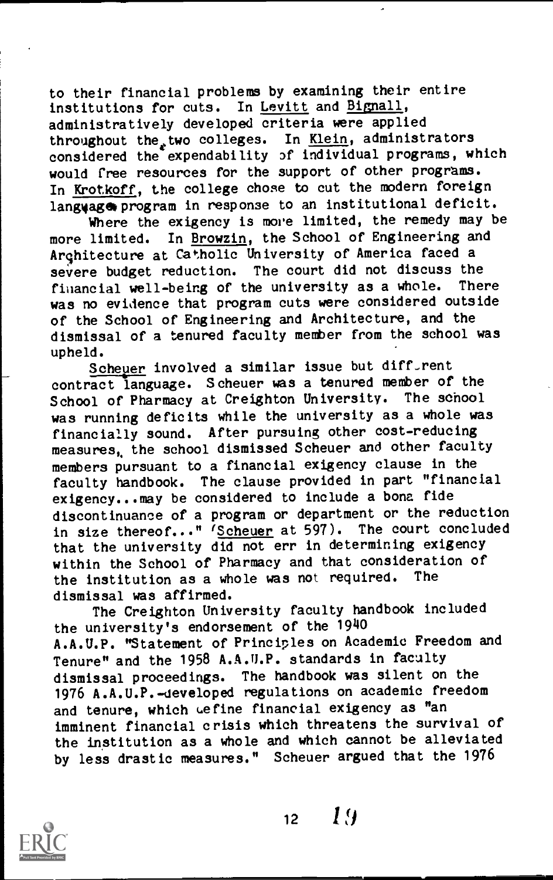to their financial problems by examining their entire institutions for cuts. In Levitt and Bignall, administratively developed criteria were applied throughout the two colleges. In Klein, administrators considered the expendability of individual programs, which would free resources for the support of other programs. In Krotkoff, the college chose to cut the modern foreign language program in response to an institutional deficit.

Where the exigency is more limited, the remedy may be more limited. In Browzin, the School of Engineering and Architecture at Catholic University of America faced a severe budget reduction. The court did not discuss the financial well-being of the university as a whole. There was no evidence that program cuts were considered outside of the School of Engineering and Architecture, and the dismissal of a tenured faculty member from the school was upheld.

Scheuer involved a similar issue but different contract language. Scheuer was a tenured member of the School of Pharmacy at Creighton University. The school was running deficits while the university as a whole was financially sound. After pursuing other cost-reducing measures, the school dismissed Scheuer and other faculty members pursuant to a financial exigency clause in the faculty handbook. The clause provided in part "financial exigency...may be considered to include a bona fide discontinuance of a program or department or the reduction in size thereof..." (Scheuer at 597). The court concluded that the university did not err in determining exigency within the School of Pharmacy and that consideration of the institution as a whole was not required. The dismissal was affirmed.

The Creighton University faculty handbook included the university's endorsement of the 1940 A.A.U.P. "Statement of Principles on Academic Freedom and Tenure" and the 1958 A.A.U.P. standards in faculty dismissal proceedings. The handbook was silent on the 1976 A.A.U.P.-developed regulations on academic freedom and tenure, which define financial exigency as "an imminent financial crisis which threatens the survival of the institution as a whole and which cannot be alleviated by less drastic measures." Scheuer argued that the 1976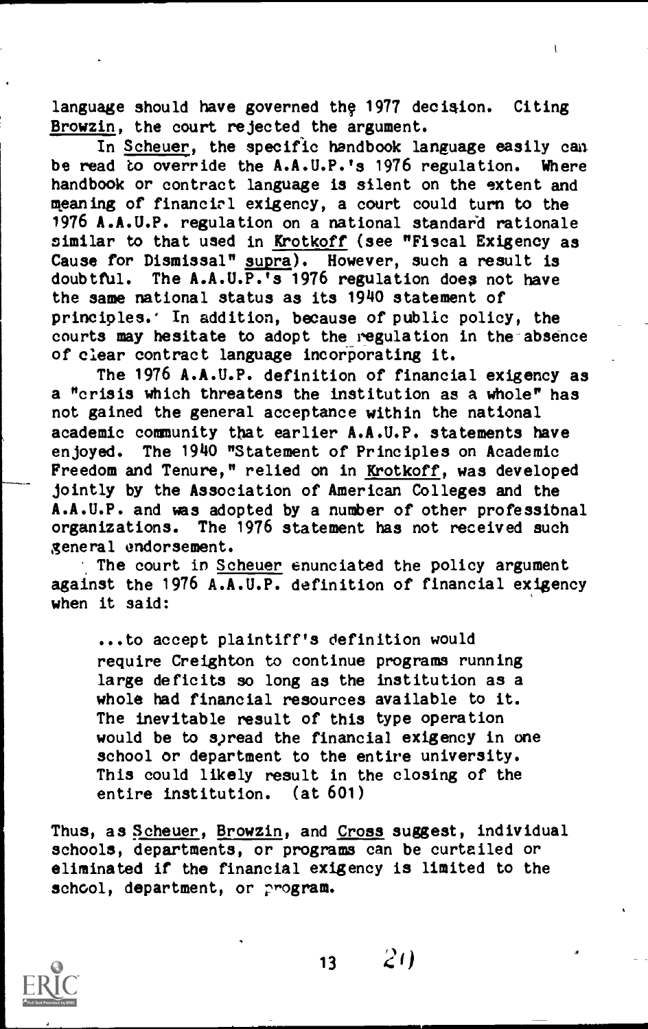language should have governed the 1977 decision. Citing Browzin, the court rejected the argument.

In Scheuer, the specific handbook language easily can be read to override the A.A.U.P.'s 1976 regulation. Where handbook or contract language is silent on the extent and meaning of financial exigency, a court could turn to the 1976 A.A.U.P. regulation on a national standard rationale similar to that used in Krotkoff (see "Fiscal Exigency as Cause for Dismissal" supra). However, such a result is doubtful. The A.A.U.P.'s 1976 regulation does not have the same national status as its 1940 statement of principles. In addition, because of public policy, the courts may hesitate to adopt the regulation in the absence of clear contract language incorporating it.

The 1976 A.A.U.P. definition of financial exigency as a "crisis which threatens the institution as a whole" has not gained the general acceptance within the national academic community that earlier A.A.U.P. statements have enjoyed. The 1940 "Statement of Principles on Academic Freedom and Tenure," relied on in Krotkoff, was developed jointly by the Association of American Colleges and the A.A.U.P. and was adopted by a number of other professional organizations. The 1976 statement has not received such general endorsement.

The court in Scheuer enunciated the policy argument against the 1976 A.A.U.P. definition of financial exigency when it said:

> ...to accept plaintiff's definition would require Creighton to continue programs running large deficits so long as the institution as a whole had financial resources available to it. The inevitable result of this type operation would be to spread the financial exigency in one school or department to the entire university. This could likely result in the closing of the entire institution. (at 601)

Thus, as Scheuer, Browzin, and Cross suggest, individual schools, departments, or programs can be curtailed or eliminated if the financial exigency is limited to the school, department, or program.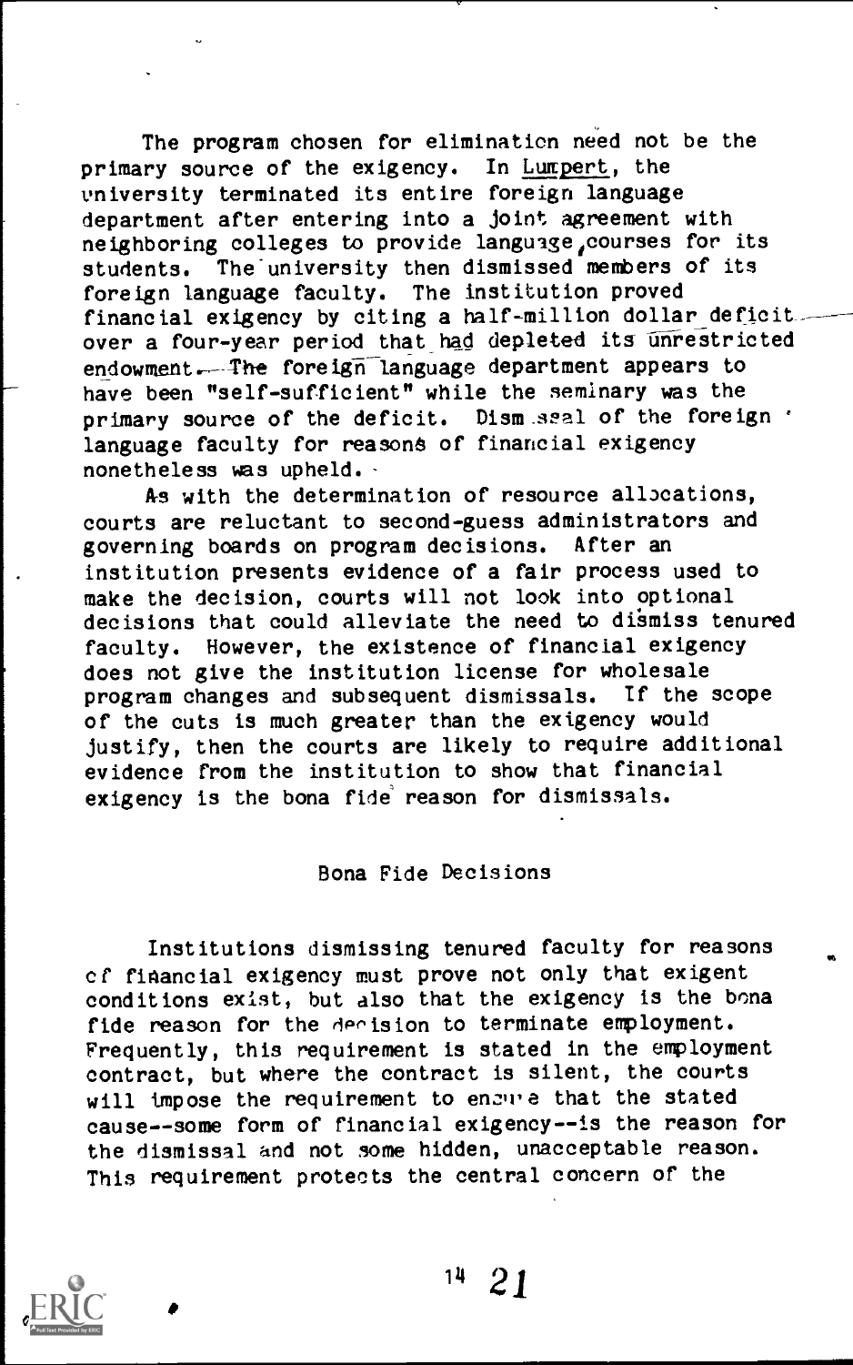The program chosen for elimination need not be the primary source of the exigency. In Lumpert, the university terminated its entire foreign language department after entering into a joint agreement with neighboring colleges to provide language courses for its students. The university then dismissed members of its foreign language faculty. The institution proved financial exigency by citing a half-million dollar deficit over a four-year period that had depleted its unrestricted endowment. The foreign language department appears to have been "self-sufficient" while the seminary was the primary source of the deficit. Dismissal of the foreign language faculty for reasons of financial exigency nonetheless was upheld.

As with the determination of resource allocations, courts are reluctant to second-guess administrators and governing boards on program decisions. After an institution presents evidence of a fair process used to make the decision, courts will not look into optional decisions that could alleviate the need to dismiss tenured faculty. However, the existence of financial exigency does not give the institution license for wholesale program changes and subsequent dismissals. If the scope of the cuts is much greater than the exigency would justify, then the courts are likely to require additional evidence from the institution to show that financial exigency is the bona fide reason for dismissals.

## Bona Fide Decisions

Institutions dismissing tenured faculty for reasons of financial exigency must prove not only that exigent conditions exist, but also that the exigency is the bona fide reason for the decision to terminate employment. Frequently, this requirement is stated in the employment contract, but where the contract is silent, the courts will impose the requirement to ensure that the stated cause--some form of financial exigency--is the reason for the dismissal and not some hidden, unacceptable reason. This requirement protects the central concern of the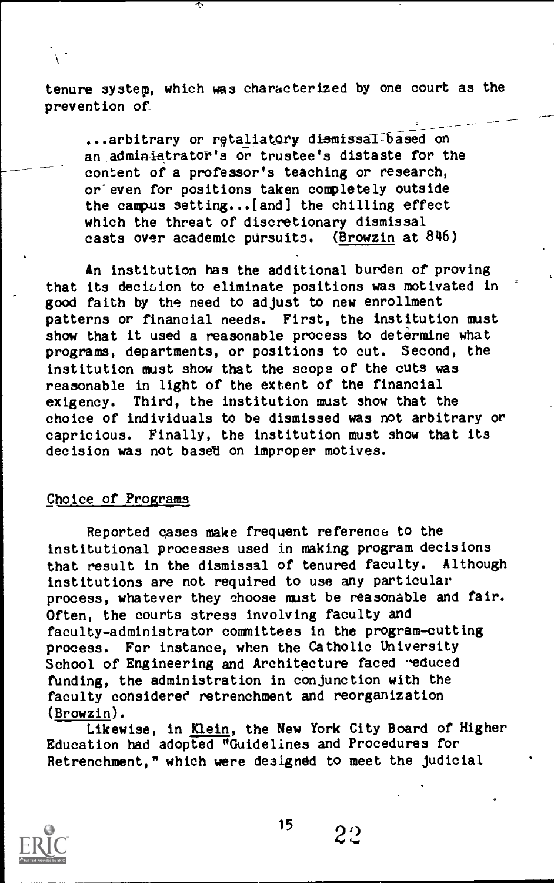tenure system, which was characterized by one court as the prevention of

> ...arbitrary or retaliatory dismissal based on an administrator's or trustee's distaste for the content of a professor's teaching or research, or even for positions taken completely outside the campus setting...[and] the chilling effect which the threat of discretionary dismissal casts over academic pursuits. (Browzin at 846)

An institution has the additional burden of proving that its decision to eliminate positions was motivated in good faith by the need to adjust to new enrollment patterns or financial needs. First, the institution must show that it used a reasonable process to determine what programs, departments, or positions to cut. Second, the institution must show that the scope of the cuts was reasonable in light of the extent of the financial exigency. Third, the institution must show that the choice of individuals to be dismissed was not arbitrary or capricious. Finally, the institution must show that its decision was not based on improper motives.

## Choice of Programs

Reported cases make frequent reference to the institutional processes used in making program decisions that result in the dismissal of tenured faculty. Although institutions are not required to use any particular process, whatever they choose must be reasonable and fair. Often, the courts stress involving faculty and faculty-administrator committees in the program-cutting process. For instance, when the Catholic University School of Engineering and Architecture faced reduced funding, the administration in conjunction with the faculty considered retrenchment and reorganization (Browzin).

Likewise, in Klein, the New York City Board of Higher Education had adopted "Guidelines and Procedures for Retrenchment," which were designed to meet the judicial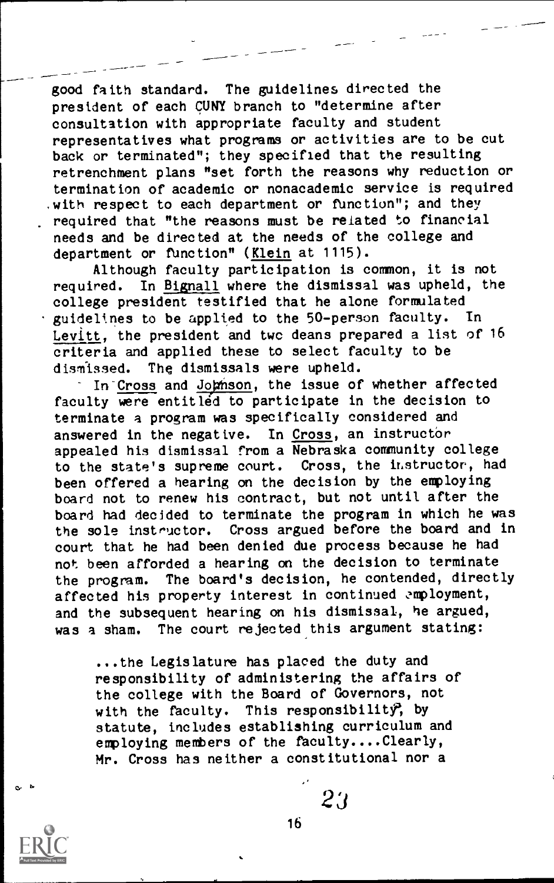good faith standard. The guidelines directed the president of each CUNY branch to "determine after consultation with appropriate faculty and student representatives what programs or activities are to be cut back or terminated"; they specified that the resulting retrenchment plans "set forth the reasons why reduction or termination of academic or nonacademic service is required with respect to each department or function"; and they required that "the reasons must be related to financial needs and be directed at the needs of the college and department or function" (Klein at 1115).

Although faculty participation is common, it is not required. In Bignall where the dismissal was upheld, the college president testified that he alone formulated guidelines to be applied to the 50-person faculty. In Levitt, the president and two deans prepared a list of 16 criteria and applied these to select faculty to be dismissed. The dismissals were upheld.

In Cross and Johnson, the issue of whether affected faculty were entitled to participate in the decision to terminate a program was specifically considered and answered in the negative. In Cross, an instructor appealed his dismissal from a Nebraska community college to the state's supreme court. Cross, the instructor, had been offered a hearing on the decision by the employing board not to renew his contract, but not until after the board had decided to terminate the program in which he was the sole instructor. Cross argued before the board and in court that he had been denied due process because he had not been afforded a hearing on the decision to terminate the program. The board's decision, he contended, directly affected his property interest in continued employment, and the subsequent hearing on his dismissal, he argued, was a sham. The court rejected this argument stating:

> ...the Legislature has placed the duty and responsibility of administering the affairs of the college with the Board of Governors, not with the faculty. This responsibility, by statute, includes establishing curriculum and employing members of the faculty....Clearly, Mr. Cross has neither a constitutional nor a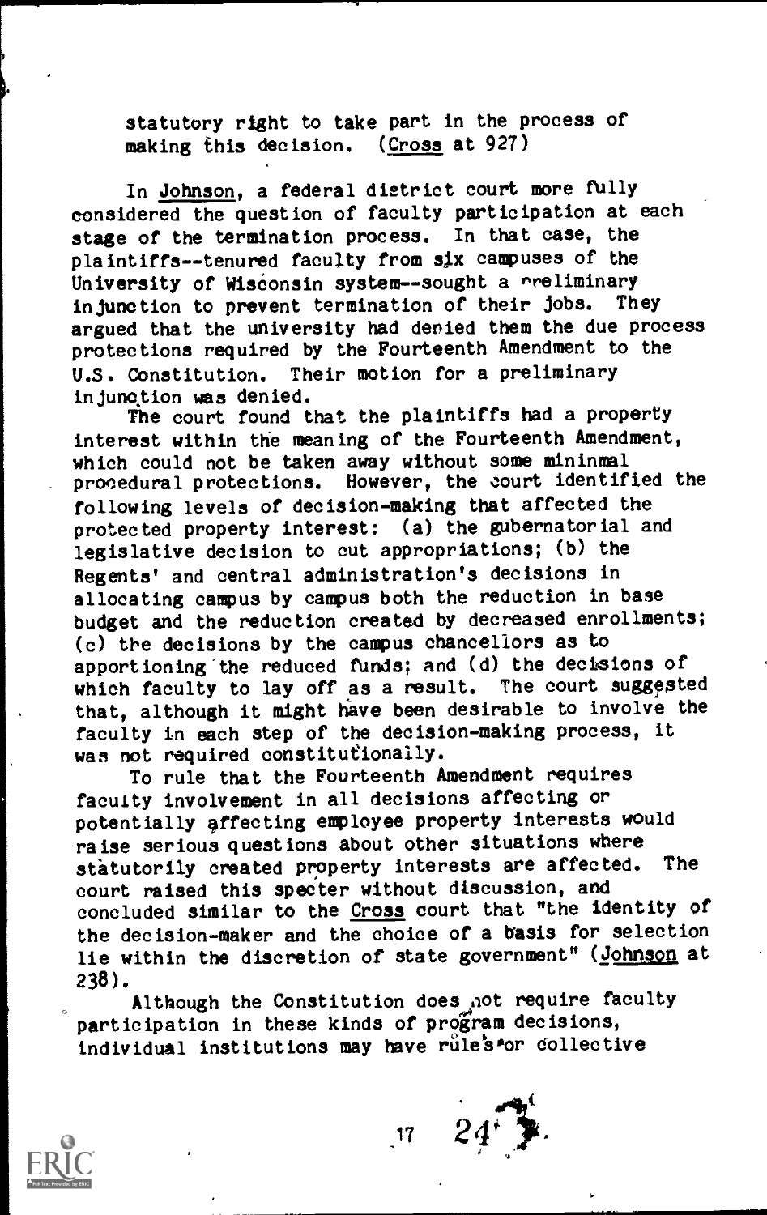statutory right to take part in the process of making this decision. (Cross at 927)

In Johnson, a federal district court more fully considered the question of faculty participation at each stage of the termination process. In that case, the plaintiffs--tenured faculty from six campuses of the University of Wisconsin system--sought a preliminary injunction to prevent termination of their jobs. They argued that the university had denied them the due process protections required by the Fourteenth Amendment to the U.S. Constitution. Their motion for a preliminary injunction was denied.

The court found that the plaintiffs had a property interest within the meaning of the Fourteenth Amendment, which could not be taken away without some mininmal procedural protections. However, the court identified the following levels of decision-making that affected the protected property interest: (a) the gubernatorial and legislative decision to cut appropriations; (b) the Regents' and central administration's decisions in allocating campus by campus both the reduction in base budget and the reduction created by decreased enrollments; (c) the decisions by the campus chancellors as to apportioning the reduced funds; and (d) the decisions of which faculty to lay off as a result. The court suggested that, although it might have been desirable to involve the faculty in each step of the decision-making process, it was not required constitutionally.

To rule that the Fourteenth Amendment requires faculty involvement in all decisions affecting or potentially affecting employee property interests would raise serious questions about other situations where statutorily created property interests are affected. The court raised this specter without discussion, and concluded similar to the Cross court that "the identity of the decision-maker and the choice of a basis for selection lie within the discretion of state government" (Johnson at 238).

Although the Constitution does not require faculty participation in these kinds of program decisions, individual institutions may have rules or collective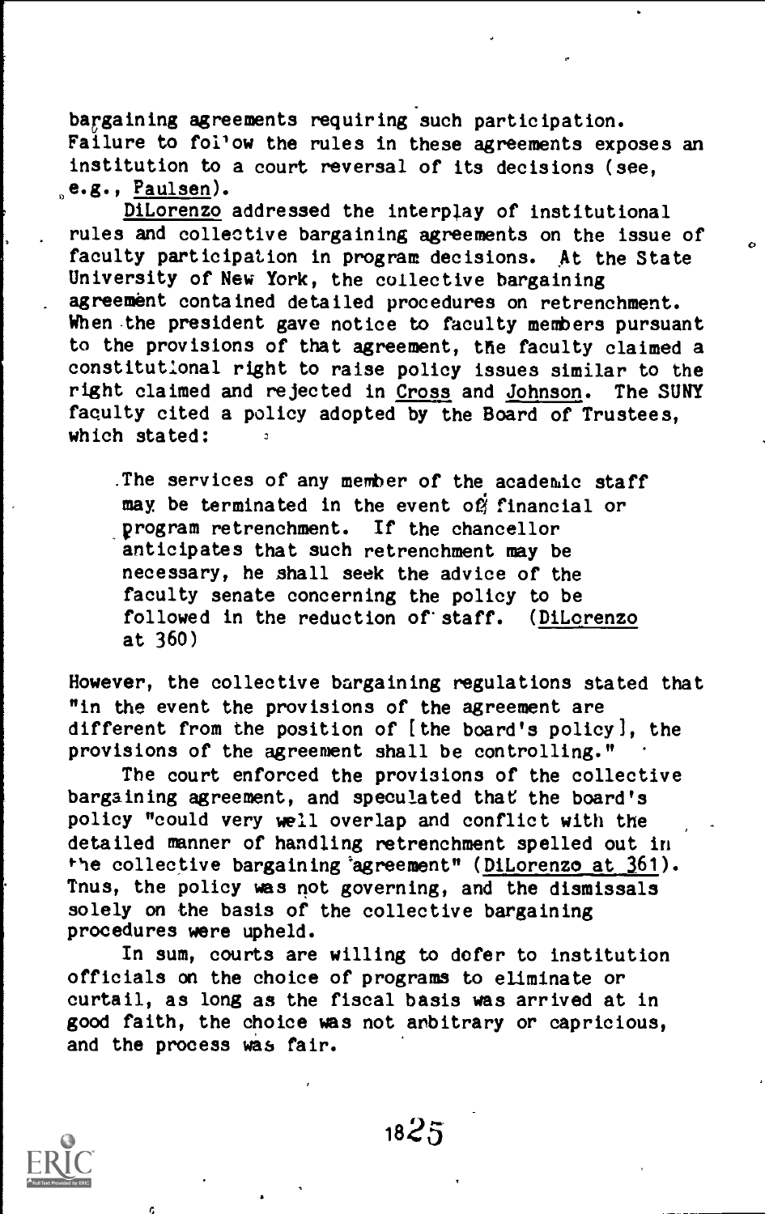bargaining agreements requiring such participation. Failure to follow the rules in these agreements exposes an institution to a court reversal of its decisions (see, e.g., Paulsen).

DiLorenzo addressed the interplay of institutional rules and collective bargaining agreements on the issue of faculty participation in program decisions. At the State University of New York, the collective bargaining agreement contained detailed procedures on retrenchment. When the president gave notice to faculty members pursuant to the provisions of that agreement, the faculty claimed a constitutional right to raise policy issues similar to the right claimed and rejected in Cross and Johnson. The SUNY faculty cited a policy adopted by the Board of Trustees, which stated:

> The services of any member of the academic staff may be terminated in the event of financial or program retrenchment. If the chancellor anticipates that such retrenchment may be necessary, he shall seek the advice of the faculty senate concerning the policy to be followed in the reduction of staff. (DiLorenzo at 360)

However, the collective bargaining regulations stated that "in the event the provisions of the agreement are different from the position of [the board's policy], the provisions of the agreement shall be controlling."

The court enforced the provisions of the collective bargaining agreement, and speculated that the board's policy "could very well overlap and conflict with the detailed manner of handling retrenchment spelled out in the collective bargaining agreement" (DiLorenzo at 361). Thus, the policy was not governing, and the dismissals solely on the basis of the collective bargaining procedures were upheld.

In sum, courts are willing to defer to institution officials on the choice of programs to eliminate or curtail, as long as the fiscal basis was arrived at in good faith, the choice was not arbitrary or capricious, and the process was fair.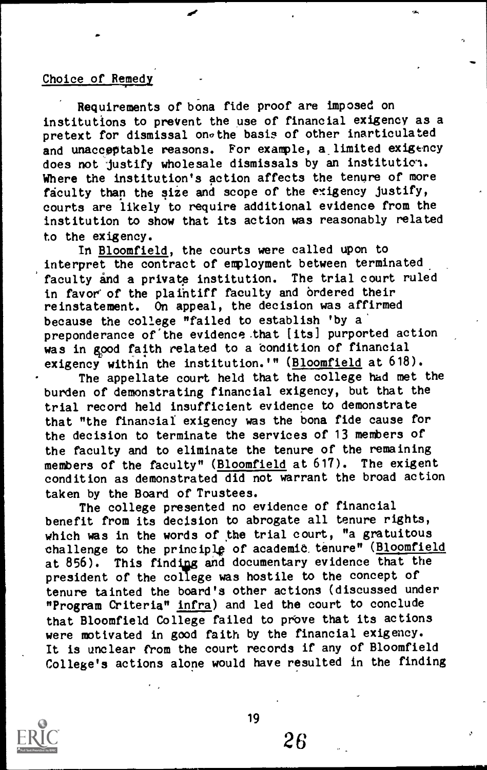## Choice of Remedy

Requirements of bona fide proof are imposed on institutions to prevent the use of financial exigency as a pretext for dismissal on the basis of other inarticulated and unacceptable reasons. For example, a limited exigency does not justify wholesale dismissals by an institution. Where the institution's action affects the tenure of more faculty than the size and scope of the exigency justify, courts are likely to require additional evidence from the institution to show that its action was reasonably related to the exigency.

In Bloomfield, the courts were called upon to interpret the contract of employment between terminated faculty and a private institution. The trial court ruled in favor of the plaintiff faculty and ordered their reinstatement. On appeal, the decision was affirmed because the college "failed to establish 'by a preponderance of the evidence that [its] purported action was in good faith related to a condition of financial exigency within the institution.'" (Bloomfield at 618).

The appellate court held that the college had met the burden of demonstrating financial exigency, but that the trial record held insufficient evidence to demonstrate that "the financial exigency was the bona fide cause for the decision to terminate the services of 13 members of the faculty and to eliminate the tenure of the remaining members of the faculty" (Bloomfield at 617). The exigent condition as demonstrated did not warrant the broad action taken by the Board of Trustees.

The college presented no evidence of financial benefit from its decision to abrogate all tenure rights, which was in the words of the trial court, "a gratuitous challenge to the principle of academic tenure" (Bloomfield at 856). This finding and documentary evidence that the president of the college was hostile to the concept of tenure tainted the board's other actions (discussed under "Program Criteria" infra) and led the court to conclude that Bloomfield College failed to prove that its actions were motivated in good faith by the financial exigency. It is unclear from the court records if any of Bloomfield College's actions alone would have resulted in the finding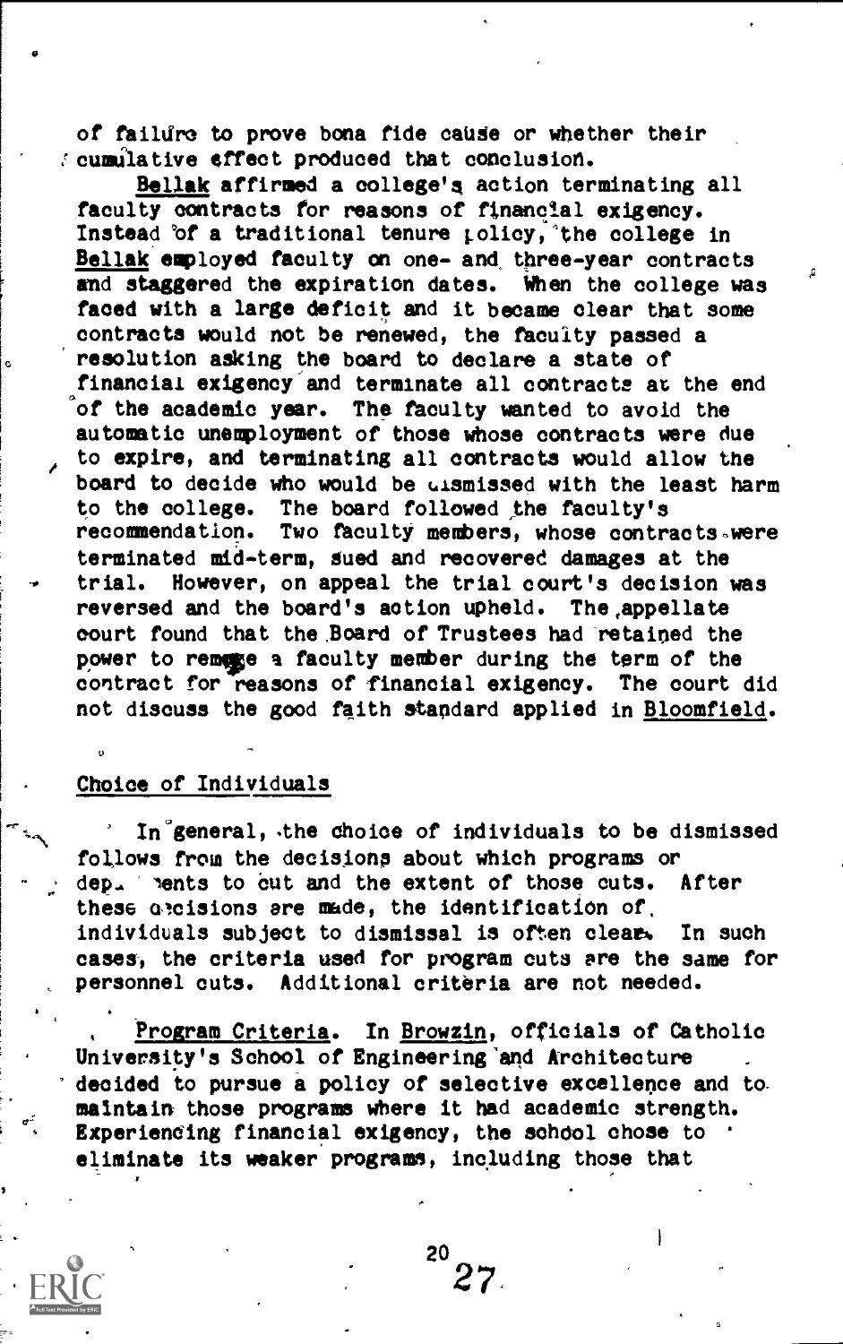of failure to prove bona fide cause or whether their cumulative effect produced that conclusion.

Bellak affirmed a college's action terminating all faculty contracts for reasons of financial exigency. Instead of a traditional tenure policy, the college in Bellak employed faculty on one- and three-year contracts and staggered the expiration dates. When the college was faced with a large deficit and it became clear that some contracts would not be renewed, the faculty passed a resolution asking the board to declare a state of financial exigency and terminate all contracts at the end of the academic year. The faculty wanted to avoid the automatic unemployment of those whose contracts were due to expire, and terminating all contracts would allow the board to decide who would be dismissed with the least harm to the college. The board followed the faculty's recommendation. Two faculty members, whose contracts were terminated mid-term, sued and recovered damages at the trial. However, on appeal the trial court's decision was reversed and the board's action upheld. The appellate court found that the Board of Trustees had retained the power to remove a faculty member during the term of the contract for reasons of financial exigency. The court did not discuss the good faith standard applied in Bloomfield.

## Choice of Individuals

In general, the choice of individuals to be dismissed follows from the decisions about which programs or departments to cut and the extent of those cuts. After these decisions are made, the identification of individuals subject to dismissal is often clear. In such cases, the criteria used for program cuts are the same for personnel cuts. Additional criteria are not needed.

Program Criteria. In Browzin, officials of Catholic University's School of Engineering and Architecture decided to pursue a policy of selective excellence and to maintain those programs where it had academic strength. Experiencing financial exigency, the school chose to eliminate its weaker programs, including those that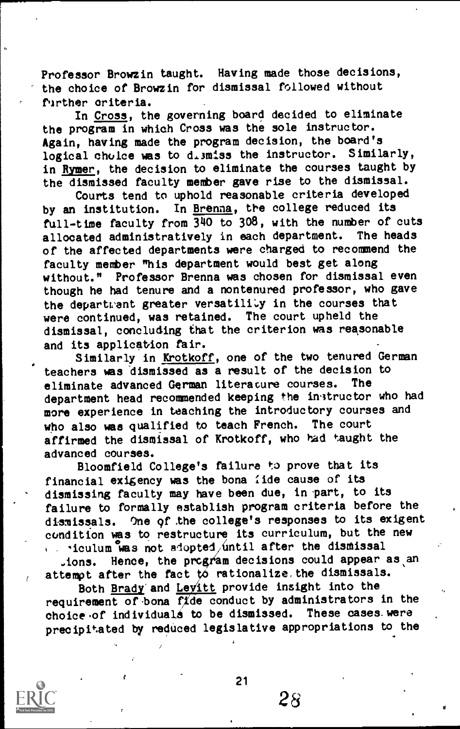Professor Browzin taught. Having made those decisions, the choice of Browzin for dismissal followed without further criteria.

In Cross, the governing board decided to eliminate the program in which Cross was the sole instructor. Again, having made the program decision, the board's logical choice was to dismiss the instructor. Similarly, in Rymer, the decision to eliminate the courses taught by the dismissed faculty member gave rise to the dismissal.

Courts tend to uphold reasonable criteria developed by an institution. In Brenna, the college reduced its full-time faculty from 340 to 308, with the number of cuts allocated administratively in each department. The heads of the affected departments were charged to recommend the faculty member "his department would best get along without." Professor Brenna was chosen for dismissal even though he had tenure and a nontenured professor, who gave the department greater versatility in the courses that were continued, was retained. The court upheld the dismissal, concluding that the criterion was reasonable and its application fair.

Similarly in Krotkoff, one of the two tenured German teachers was dismissed as a result of the decision to eliminate advanced German literature courses. The department head recommended keeping the instructor who had more experience in teaching the introductory courses and who also was qualified to teach French. The court affirmed the dismissal of Krotkoff, who had taught the advanced courses.

Bloomfield College's failure to prove that its financial exigency was the bona fide cause of its dismissing faculty may have been due, in part, to its failure to formally establish program criteria before the dismissals. One of the college's responses to its exigent condition was to restructure its curriculum, but the new curriculum was not adopted until after the dismissal decisions. Hence, the program decisions could appear as an attempt after the fact to rationalize the dismissals.

Both Brady and Levitt provide insight into the requirement of bona fide conduct by administrators in the choice of individuals to be dismissed. These cases were precipitated by reduced legislative appropriations to the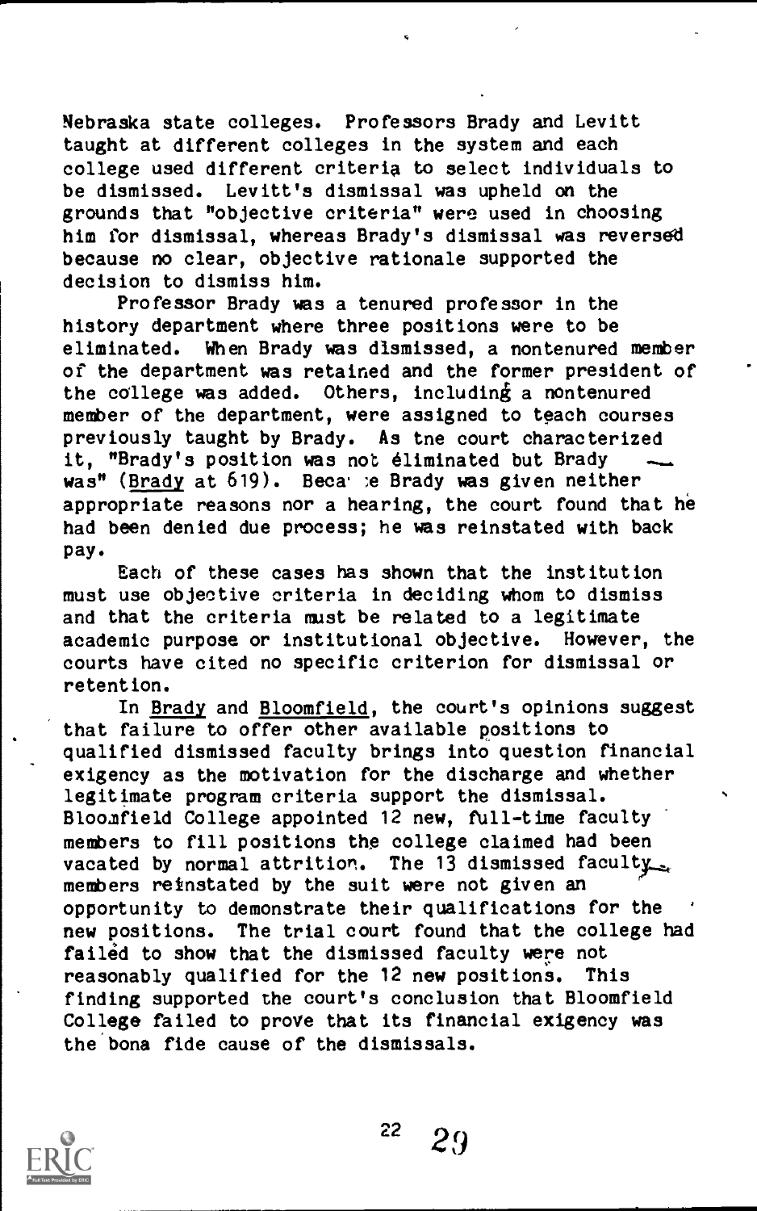Nebraska state colleges. Professors Brady and Levitt taught at different colleges in the system and each college used different criteria to select individuals to be dismissed. Levitt's dismissal was upheld on the grounds that "objective criteria" were used in choosing him for dismissal, whereas Brady's dismissal was reversed because no clear, objective rationale supported the decision to dismiss him.

Professor Brady was a tenured professor in the history department where three positions were to be eliminated. When Brady was dismissed, a nontenured member of the department was retained and the former president of the college was added. Others, including a nontenured member of the department, were assigned to teach courses previously taught by Brady. As the court characterized it, "Brady's position was not eliminated but Brady was" (Brady at 619). Because Brady was given neither appropriate reasons nor a hearing, the court found that he had been denied due process; he was reinstated with back pay.

Each of these cases has shown that the institution must use objective criteria in deciding whom to dismiss and that the criteria must be related to a legitimate academic purpose or institutional objective. However, the courts have cited no specific criterion for dismissal or retention.

In Brady and Bloomfield, the court's opinions suggest that failure to offer other available positions to qualified dismissed faculty brings into question financial exigency as the motivation for the discharge and whether legitimate program criteria support the dismissal. Bloomfield College appointed 12 new, full-time faculty members to fill positions the college claimed had been vacated by normal attrition. The 13 dismissed faculty members reinstated by the suit were not given an opportunity to demonstrate their qualifications for the new positions. The trial court found that the college had failed to show that the dismissed faculty were not reasonably qualified for the 12 new positions. This finding supported the court's conclusion that Bloomfield College failed to prove that its financial exigency was the bona fide cause of the dismissals.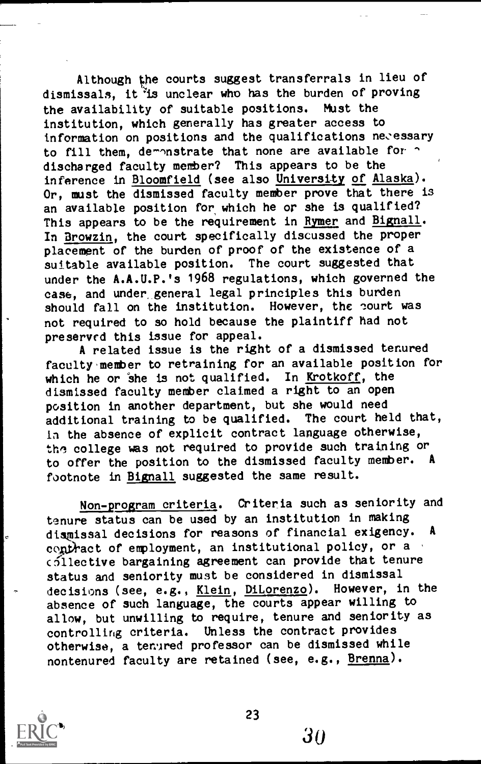Although the courts suggest transferrals in lieu of dismissals, it is unclear who has the burden of proving the availability of suitable positions. Must the institution, which generally has greater access to information on positions and the qualifications necessary to fill them, demonstrate that none are available for a discharged faculty member? This appears to be the inference in Bloomfield (see also University of Alaska). Or, must the dismissed faculty member prove that there is an available position for which he or she is qualified? This appears to be the requirement in Rymer and Bignall. In Browzin, the court specifically discussed the proper placement of the burden of proof of the existence of a suitable available position. The court suggested that under the A.A.U.P.'s 1968 regulations, which governed the case, and under general legal principles this burden should fall on the institution. However, the court was not required to so hold because the plaintiff had not preserved this issue for appeal.

A related issue is the right of a dismissed tenured faculty member to retraining for an available position for which he or she is not qualified. In Krotkoff, the dismissed faculty member claimed a right to an open position in another department, but she would need additional training to be qualified. The court held that, in the absence of explicit contract language otherwise, the college was not required to provide such training or to offer the position to the dismissed faculty member. A footnote in Bignall suggested the same result.

Non-program criteria. Criteria such as seniority and tenure status can be used by an institution in making dismissal decisions for reasons of financial exigency. A contract of employment, an institutional policy, or a collective bargaining agreement can provide that tenure status and seniority must be considered in dismissal decisions (see, e.g., Klein, DiLorenzo). However, in the absence of such language, the courts appear willing to allow, but unwilling to require, tenure and seniority as controlling criteria. Unless the contract provides otherwise, a tenured professor can be dismissed while nontenured faculty are retained (see, e.g., Brenna).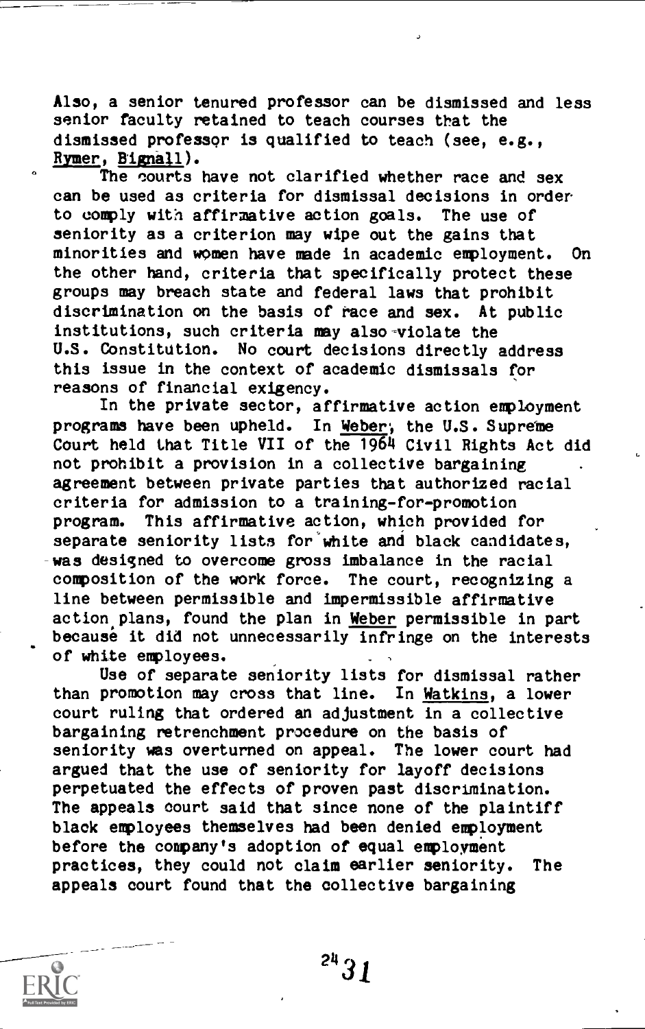Also, a senior tenured professor can be dismissed and less senior faculty retained to teach courses that the dismissed professor is qualified to teach (see, e.g., Rymer, Bignall).

The courts have not clarified whether race and sex can be used as criteria for dismissal decisions in order to comply with affirmative action goals. The use of seniority as a criterion may wipe out the gains that minorities and women have made in academic employment. On the other hand, criteria that specifically protect these groups may breach state and federal laws that prohibit discrimination on the basis of race and sex. At public institutions, such criteria may also violate the U.S. Constitution. No court decisions directly address this issue in the context of academic dismissals for reasons of financial exigency.

In the private sector, affirmative action employment programs have been upheld. In Weber, the U.S. Supreme Court held that Title VII of the 1964 Civil Rights Act did not prohibit a provision in a collective bargaining agreement between private parties that authorized racial criteria for admission to a training-for-promotion program. This affirmative action, which provided for separate seniority lists for white and black candidates, was designed to overcome gross imbalance in the racial composition of the work force. The court, recognizing a line between permissible and impermissible affirmative action plans, found the plan in Weber permissible in part because it did not unnecessarily infringe on the interests of white employees.

Use of separate seniority lists for dismissal rather than promotion may cross that line. In Watkins, a lower court ruling that ordered an adjustment in a collective bargaining retrenchment procedure on the basis of seniority was overturned on appeal. The lower court had argued that the use of seniority for layoff decisions perpetuated the effects of proven past discrimination. The appeals court said that since none of the plaintiff black employees themselves had been denied employment before the company's adoption of equal employment practices, they could not claim earlier seniority. The appeals court found that the collective bargaining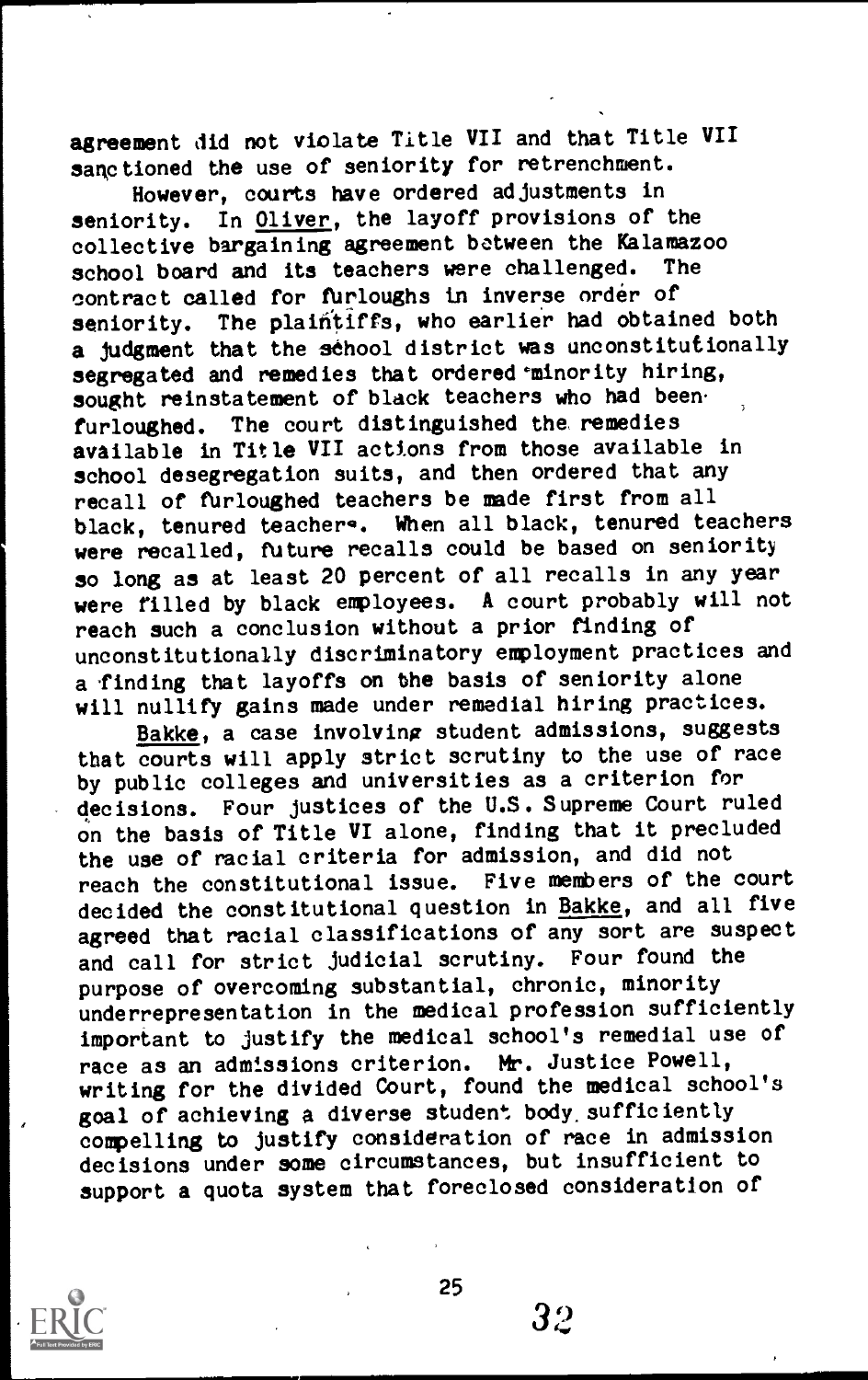agreement did not violate Title VII and that Title VII sanctioned the use of seniority for retrenchment.

However, courts have ordered adjustments in seniority. In Oliver, the layoff provisions of the collective bargaining agreement between the Kalamazoo school board and its teachers were challenged. The contract called for furloughs in inverse order of seniority. The plaintiffs, who earlier had obtained both a judgment that the school district was unconstitutionally segregated and remedies that ordered minority hiring, sought reinstatement of black teachers who had been furloughed. The court distinguished the remedies available in Title VII actions from those available in school desegregation suits, and then ordered that any recall of furloughed teachers be made first from all black, tenured teachers. When all black, tenured teachers were recalled, future recalls could be based on seniority so long as at least 20 percent of all recalls in any year were filled by black employees. A court probably will not reach such a conclusion without a prior finding of unconstitutionally discriminatory employment practices and a finding that layoffs on the basis of seniority alone will nullify gains made under remedial hiring practices.

Bakke, a case involving student admissions, suggests that courts will apply strict scrutiny to the use of race by public colleges and universities as a criterion for decisions. Four justices of the U.S. Supreme Court ruled on the basis of Title VI alone, finding that it precluded the use of racial criteria for admission, and did not reach the constitutional issue. Five members of the court decided the constitutional question in Bakke, and all five agreed that racial classifications of any sort are suspect and call for strict judicial scrutiny. Four found the purpose of overcoming substantial, chronic, minority underrepresentation in the medical profession sufficiently important to justify the medical school's remedial use of race as an admissions criterion. Mr. Justice Powell, writing for the divided Court, found the medical school's goal of achieving a diverse student body sufficiently compelling to justify consideration of race in admission decisions under some circumstances, but insufficient to support a quota system that foreclosed consideration of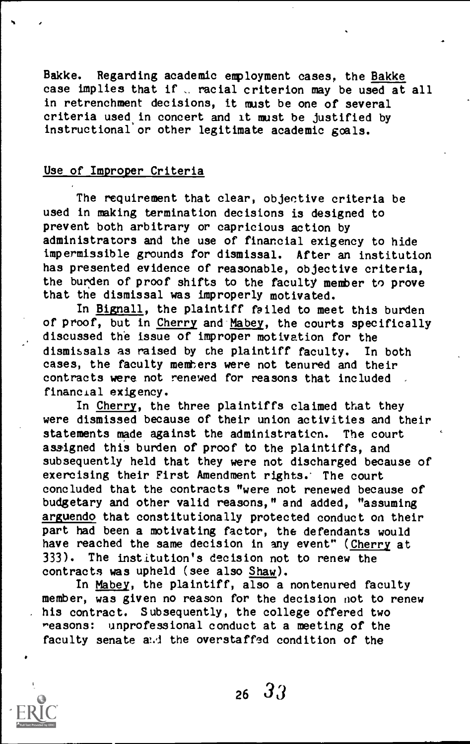Bakke. Regarding academic employment cases, the Bakke case implies that if a racial criterion may be used at all in retrenchment decisions, it must be one of several criteria used in concert and it must be justified by instructional or other legitimate academic goals.

## Use of Improper Criteria

The requirement that clear, objective criteria be used in making termination decisions is designed to prevent both arbitrary or capricious action by administrators and the use of financial exigency to hide impermissible grounds for dismissal. After an institution has presented evidence of reasonable, objective criteria, the burden of proof shifts to the faculty member to prove that the dismissal was improperly motivated.

In Bignall, the plaintiff failed to meet this burden of proof, but in Cherry and Mabey, the courts specifically discussed the issue of improper motivation for the dismissals as raised by the plaintiff faculty. In both cases, the faculty members were not tenured and their contracts were not renewed for reasons that included financial exigency.

In Cherry, the three plaintiffs claimed that they were dismissed because of their union activities and their statements made against the administration. The court assigned this burden of proof to the plaintiffs, and subsequently held that they were not discharged because of exercising their First Amendment rights. The court concluded that the contracts "were not renewed because of budgetary and other valid reasons," and added, "assuming arguendo that constitutionally protected conduct on their part had been a motivating factor, the defendants would have reached the same decision in any event" (Cherry at 333). The institution's decision not to renew the contracts was upheld (see also Shaw).

In Mabey, the plaintiff, also a nontenured faculty member, was given no reason for the decision not to renew his contract. Subsequently, the college offered two reasons: unprofessional conduct at a meeting of the faculty senate and the overstaffed condition of the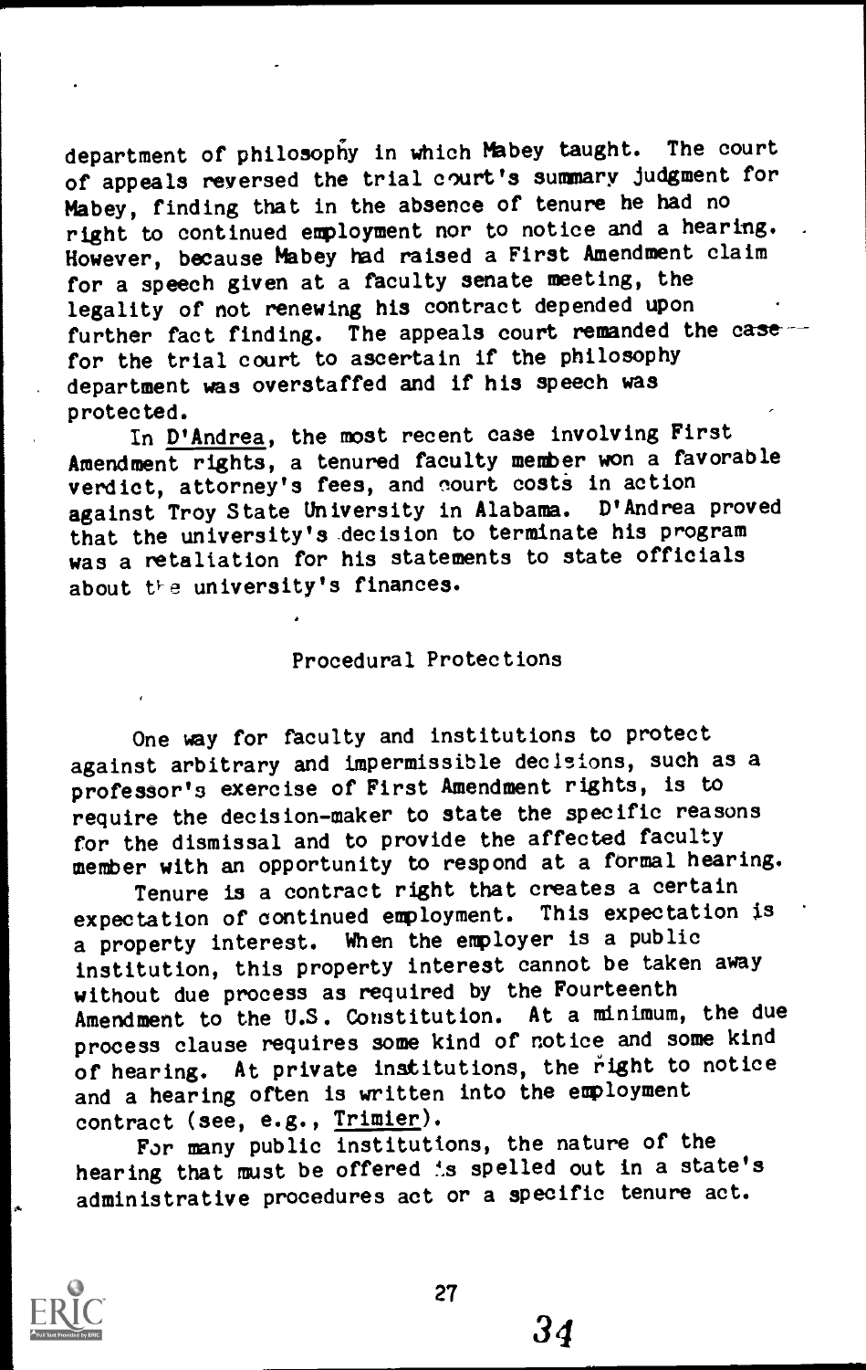department of philosophy in which Mabey taught. The court of appeals reversed the trial court's summary judgment for Mabey, finding that in the absence of tenure he had no right to continued employment nor to notice and a hearing. However, because Mabey had raised a First Amendment claim for a speech given at a faculty senate meeting, the legality of not renewing his contract depended upon further fact finding. The appeals court remanded the case for the trial court to ascertain if the philosophy department was overstaffed and if his speech was protected.

In D'Andrea, the most recent case involving First Amendment rights, a tenured faculty member won a favorable verdict, attorney's fees, and court costs in action against Troy State University in Alabama. D'Andrea proved that the university's decision to terminate his program was a retaliation for his statements to state officials about the university's finances.

## Procedural Protections

One way for faculty and institutions to protect against arbitrary and impermissible decisions, such as a professor's exercise of First Amendment rights, is to require the decision-maker to state the specific reasons for the dismissal and to provide the affected faculty member with an opportunity to respond at a formal hearing.

Tenure is a contract right that creates a certain expectation of continued employment. This expectation is a property interest. When the employer is a public institution, this property interest cannot be taken away without due process as required by the Fourteenth Amendment to the U.S. Constitution. At a minimum, the due process clause requires some kind of notice and some kind of hearing. At private institutions, the right to notice and a hearing often is written into the employment contract (see, e.g., Trimier).

For many public institutions, the nature of the hearing that must be offered is spelled out in a state's administrative procedures act or a specific tenure act.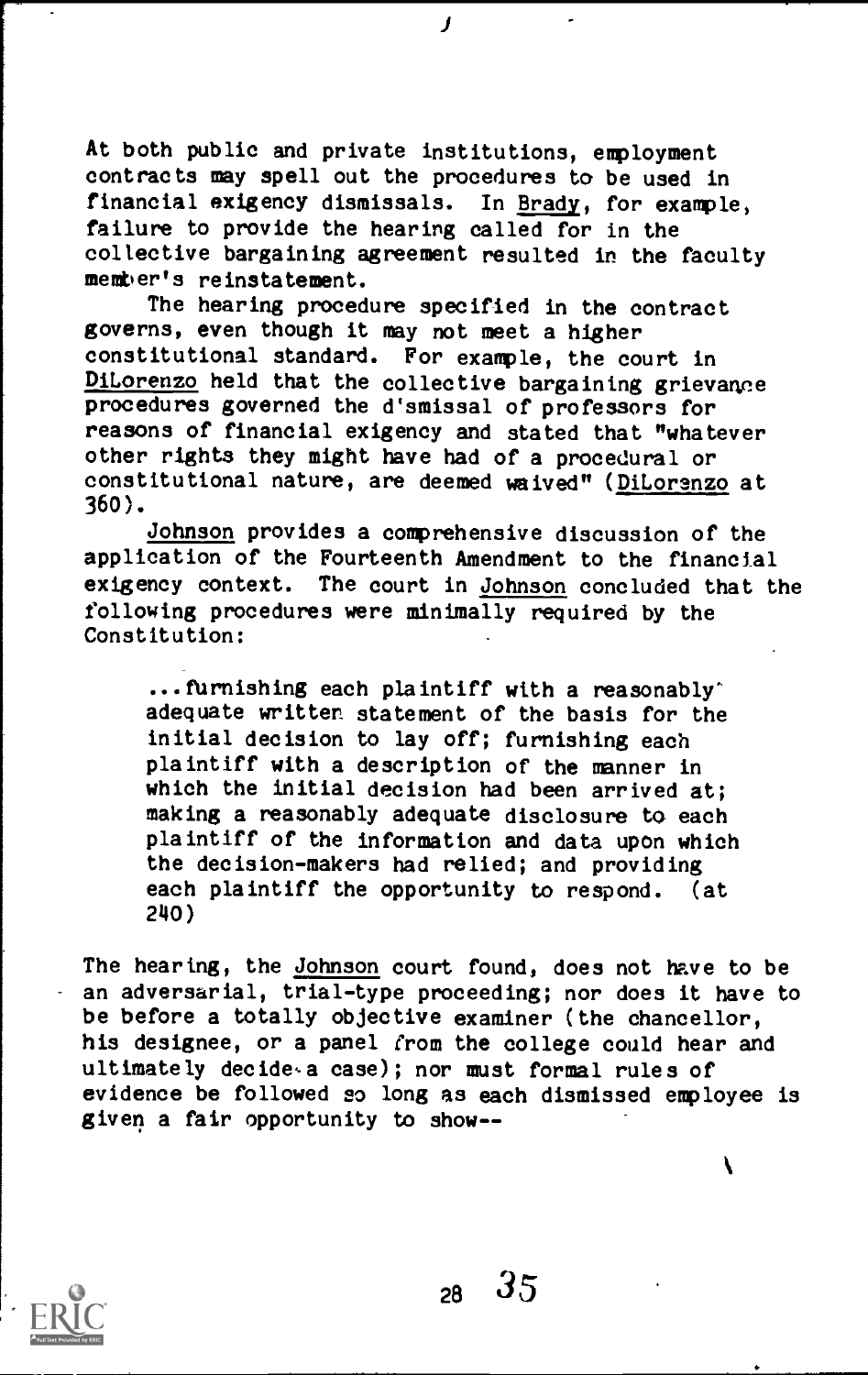At both public and private institutions, employment contracts may spell out the procedures to be used in financial exigency dismissals. In _Brady_, for example, failure to provide the hearing called for in the collective bargaining agreement resulted in the faculty member's reinstatement.

The hearing procedure specified in the contract governs, even though it may not meet a higher constitutional standard. For example, the court in _DiLorenzo_ held that the collective bargaining grievance procedures governed the dismissal of professors for reasons of financial exigency and stated that "whatever other rights they might have had of a procedural or constitutional nature, are deemed waived" (_DiLorenzo_ at 360).

_Johnson_ provides a comprehensive discussion of the application of the Fourteenth Amendment to the financial exigency context. The court in _Johnson_ concluded that the following procedures were minimally required by the Constitution:

> ...furnishing each plaintiff with a reasonably adequate written statement of the basis for the initial decision to lay off; furnishing each plaintiff with a description of the manner in which the initial decision had been arrived at; making a reasonably adequate disclosure to each plaintiff of the information and data upon which the decision-makers had relied; and providing each plaintiff the opportunity to respond. (at 240)

The hearing, the _Johnson_ court found, does not have to be an adversarial, trial-type proceeding; nor does it have to be before a totally objective examiner (the chancellor, his designee, or a panel from the college could hear and ultimately decide a case); nor must formal rules of evidence be followed so long as each dismissed employee is given a fair opportunity to show--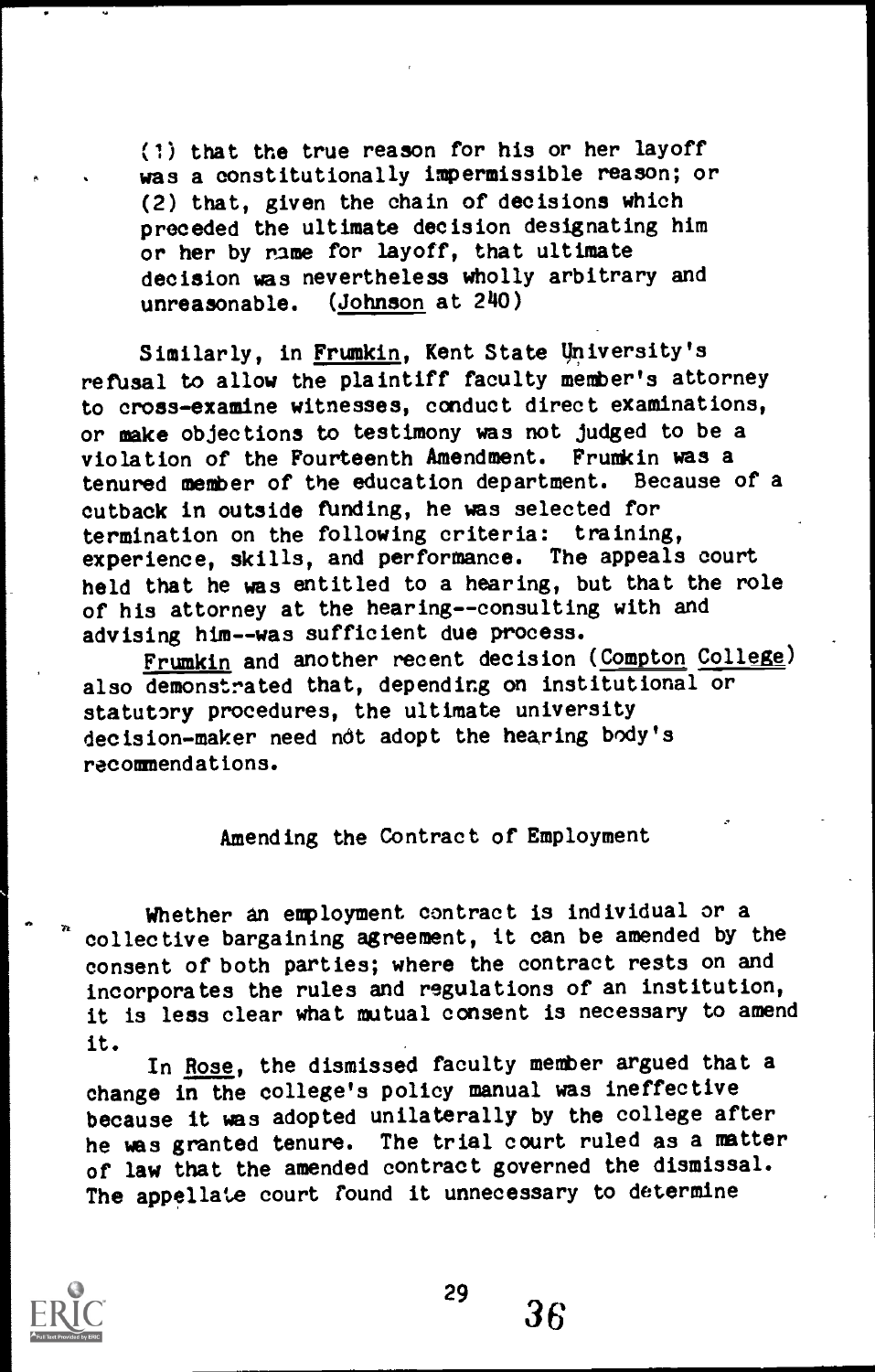> (1) that the true reason for his or her layoff was a constitutionally impermissible reason; or (2) that, given the chain of decisions which preceded the ultimate decision designating him or her by name for layoff, that ultimate decision was nevertheless wholly arbitrary and unreasonable. (Johnson at 240)

Similarly, in Frumkin, Kent State University's refusal to allow the plaintiff faculty member's attorney to cross-examine witnesses, conduct direct examinations, or make objections to testimony was not judged to be a violation of the Fourteenth Amendment. Frumkin was a tenured member of the education department. Because of a cutback in outside funding, he was selected for termination on the following criteria: training, experience, skills, and performance. The appeals court held that he was entitled to a hearing, but that the role of his attorney at the hearing--consulting with and advising him--was sufficient due process.

Frumkin and another recent decision (Compton College) also demonstrated that, depending on institutional or statutory procedures, the ultimate university decision-maker need not adopt the hearing body's recommendations.

## Amending the Contract of Employment

Whether an employment contract is individual or a collective bargaining agreement, it can be amended by the consent of both parties; where the contract rests on and incorporates the rules and regulations of an institution, it is less clear what mutual consent is necessary to amend it.

In Rose, the dismissed faculty member argued that a change in the college's policy manual was ineffective because it was adopted unilaterally by the college after he was granted tenure. The trial court ruled as a matter of law that the amended contract governed the dismissal. The appellate court found it unnecessary to determine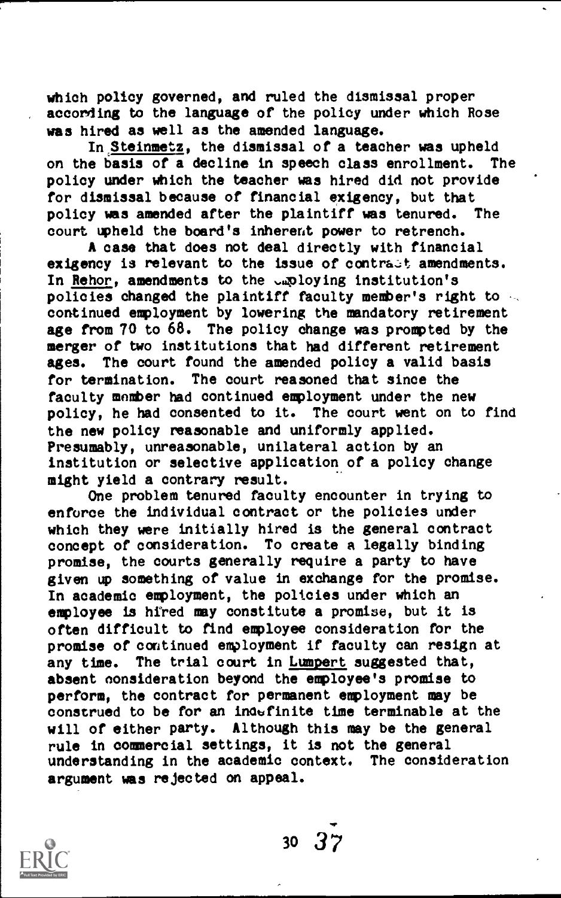which policy governed, and ruled the dismissal proper according to the language of the policy under which Rose was hired as well as the amended language.

In Steinmetz, the dismissal of a teacher was upheld on the basis of a decline in speech class enrollment. The policy under which the teacher was hired did not provide for dismissal because of financial exigency, but that policy was amended after the plaintiff was tenured. The court upheld the board's inherent power to retrench.

A case that does not deal directly with financial exigency is relevant to the issue of contract amendments. In Rehor, amendments to the employing institution's policies changed the plaintiff faculty member's right to continued employment by lowering the mandatory retirement age from 70 to 68. The policy change was prompted by the merger of two institutions that had different retirement ages. The court found the amended policy a valid basis for termination. The court reasoned that since the faculty member had continued employment under the new policy, he had consented to it. The court went on to find the new policy reasonable and uniformly applied. Presumably, unreasonable, unilateral action by an institution or selective application of a policy change might yield a contrary result.

One problem tenured faculty encounter in trying to enforce the individual contract or the policies under which they were initially hired is the general contract concept of consideration. To create a legally binding promise, the courts generally require a party to have given up something of value in exchange for the promise. In academic employment, the policies under which an employee is hired may constitute a promise, but it is often difficult to find employee consideration for the promise of continued employment if faculty can resign at any time. The trial court in Lumpert suggested that, absent consideration beyond the employee's promise to perform, the contract for permanent employment may be construed to be for an indefinite time terminable at the will of either party. Although this may be the general rule in commercial settings, it is not the general understanding in the academic context. The consideration argument was rejected on appeal.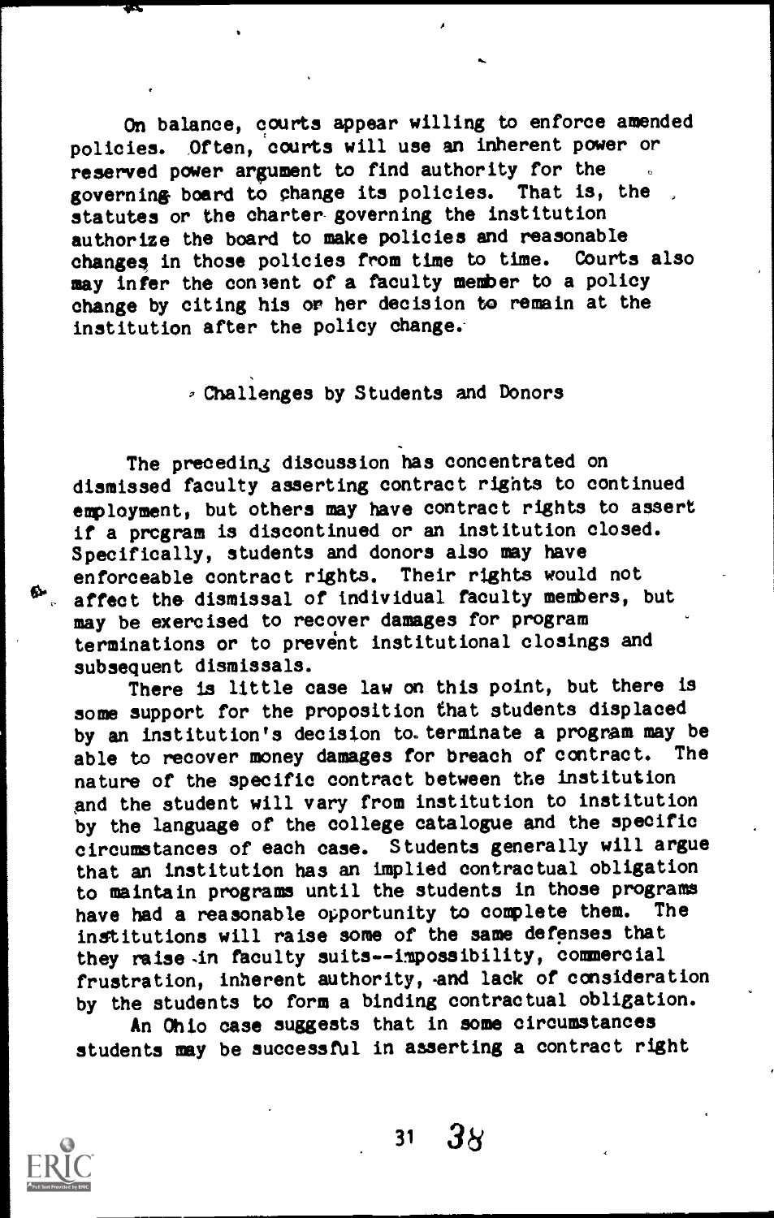On balance, courts appear willing to enforce amended policies. Often, courts will use an inherent power or reserved power argument to find authority for the governing board to change its policies. That is, the statutes or the charter governing the institution authorize the board to make policies and reasonable changes in those policies from time to time. Courts also may infer the consent of a faculty member to a policy change by citing his or her decision to remain at the institution after the policy change.

## Challenges by Students and Donors

The preceding discussion has concentrated on dismissed faculty asserting contract rights to continued employment, but others may have contract rights to assert if a program is discontinued or an institution closed. Specifically, students and donors also may have enforceable contract rights. Their rights would not affect the dismissal of individual faculty members, but may be exercised to recover damages for program terminations or to prevent institutional closings and subsequent dismissals.

There is little case law on this point, but there is some support for the proposition that students displaced by an institution's decision to terminate a program may be able to recover money damages for breach of contract. The nature of the specific contract between the institution and the student will vary from institution to institution by the language of the college catalogue and the specific circumstances of each case. Students generally will argue that an institution has an implied contractual obligation to maintain programs until the students in those programs have had a reasonable opportunity to complete them. The institutions will raise some of the same defenses that they raise in faculty suits--impossibility, commercial frustration, inherent authority, and lack of consideration by the students to form a binding contractual obligation.

An Ohio case suggests that in some circumstances students may be successful in asserting a contract right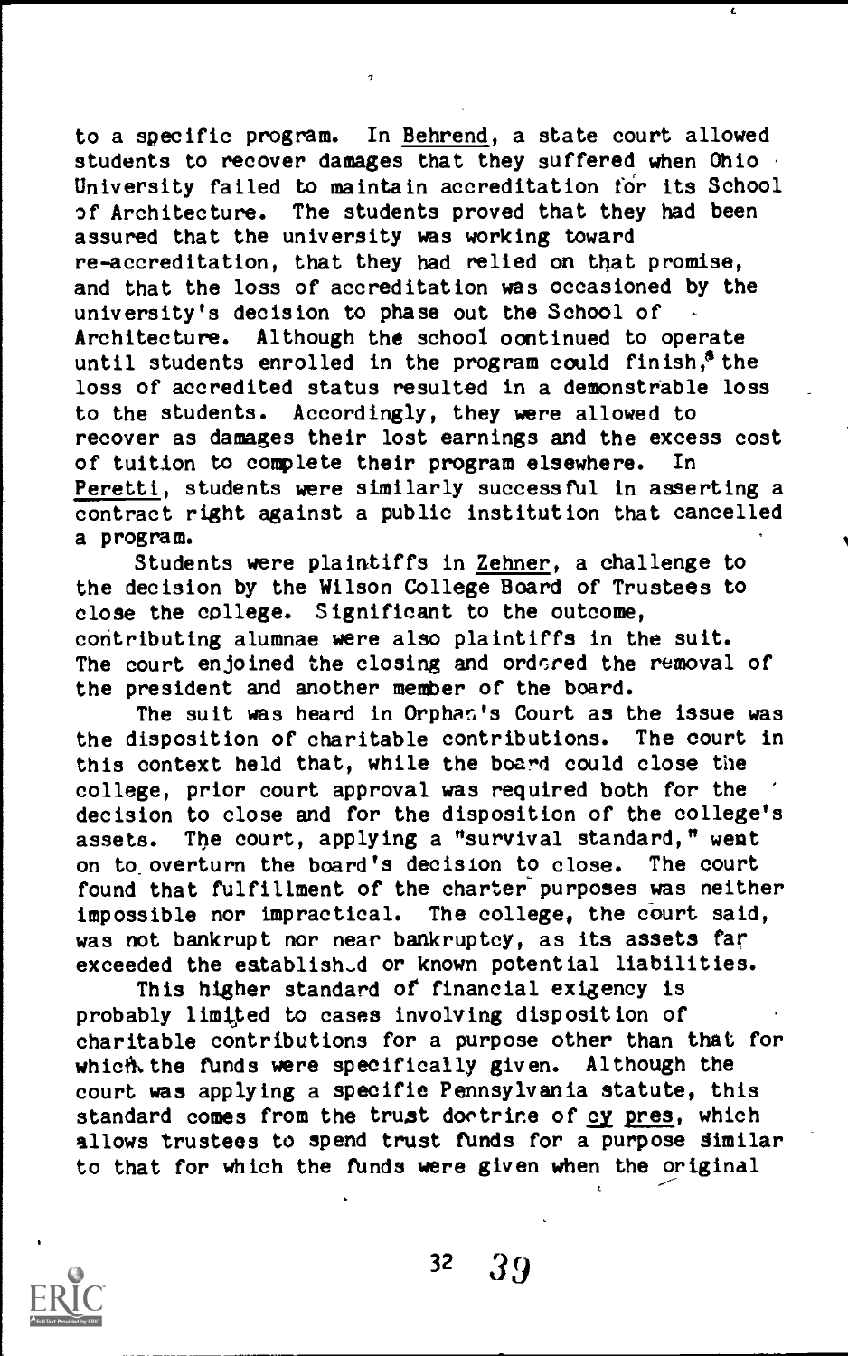to a specific program. In _Behrend_, a state court allowed students to recover damages that they suffered when Ohio University failed to maintain accreditation for its School of Architecture. The students proved that they had been assured that the university was working toward re-accreditation, that they had relied on that promise, and that the loss of accreditation was occasioned by the university's decision to phase out the School of Architecture. Although the school continued to operate until students enrolled in the program could finish,[8] the loss of accredited status resulted in a demonstrable loss to the students. Accordingly, they were allowed to recover as damages their lost earnings and the excess cost of tuition to complete their program elsewhere. In _Peretti_, students were similarly successful in asserting a contract right against a public institution that cancelled a program.

Students were plaintiffs in _Zehner_, a challenge to the decision by the Wilson College Board of Trustees to close the college. Significant to the outcome, contributing alumnae were also plaintiffs in the suit. The court enjoined the closing and ordered the removal of the president and another member of the board.

The suit was heard in Orphan's Court as the issue was the disposition of charitable contributions. The court in this context held that, while the board could close the college, prior court approval was required both for the decision to close and for the disposition of the college's assets. The court, applying a "survival standard," went on to overturn the board's decision to close. The court found that fulfillment of the charter purposes was neither impossible nor impractical. The college, the court said, was not bankrupt nor near bankruptcy, as its assets far exceeded the established or known potential liabilities.

This higher standard of financial exigency is probably limited to cases involving disposition of charitable contributions for a purpose other than that for which the funds were specifically given. Although the court was applying a specific Pennsylvania statute, this standard comes from the trust doctrine of _cy pres_, which allows trustees to spend trust funds for a purpose similar to that for which the funds were given when the original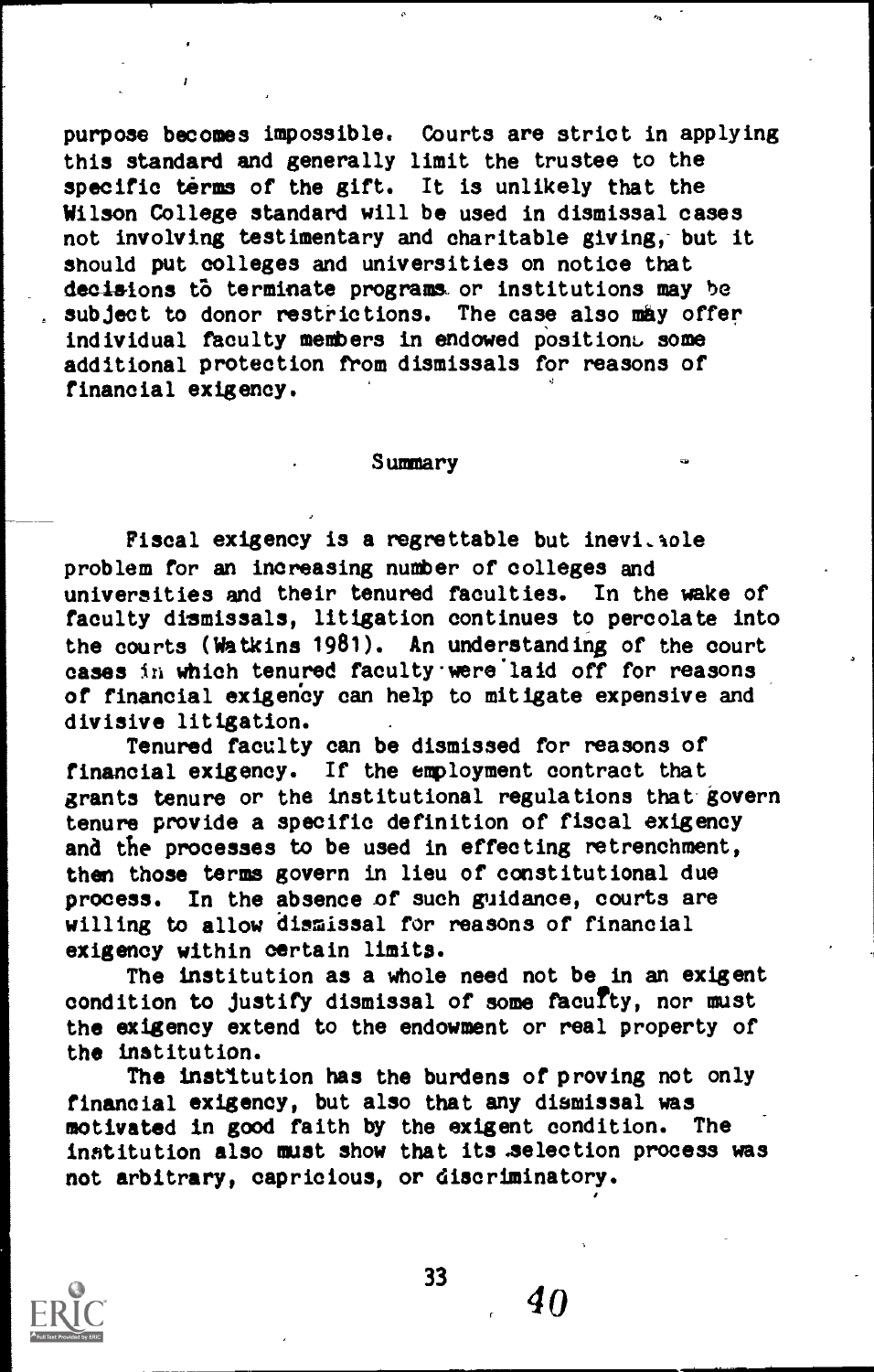purpose becomes impossible. Courts are strict in applying this standard and generally limit the trustee to the specific terms of the gift. It is unlikely that the Wilson College standard will be used in dismissal cases not involving testimentary and charitable giving, but it should put colleges and universities on notice that decisions to terminate programs or institutions may be subject to donor restrictions. The case also may offer individual faculty members in endowed positions some additional protection from dismissals for reasons of financial exigency.

## Summary

Fiscal exigency is a regrettable but inevitable problem for an increasing number of colleges and universities and their tenured faculties. In the wake of faculty dismissals, litigation continues to percolate into the courts (Watkins 1981). An understanding of the court cases in which tenured faculty were laid off for reasons of financial exigency can help to mitigate expensive and divisive litigation.

Tenured faculty can be dismissed for reasons of financial exigency. If the employment contract that grants tenure or the institutional regulations that govern tenure provide a specific definition of fiscal exigency and the processes to be used in effecting retrenchment, then those terms govern in lieu of constitutional due process. In the absence of such guidance, courts are willing to allow dismissal for reasons of financial exigency within certain limits.

The institution as a whole need not be in an exigent condition to justify dismissal of some faculty, nor must the exigency extend to the endowment or real property of the institution.

The institution has the burdens of proving not only financial exigency, but also that any dismissal was motivated in good faith by the exigent condition. The institution also must show that its selection process was not arbitrary, capricious, or discriminatory.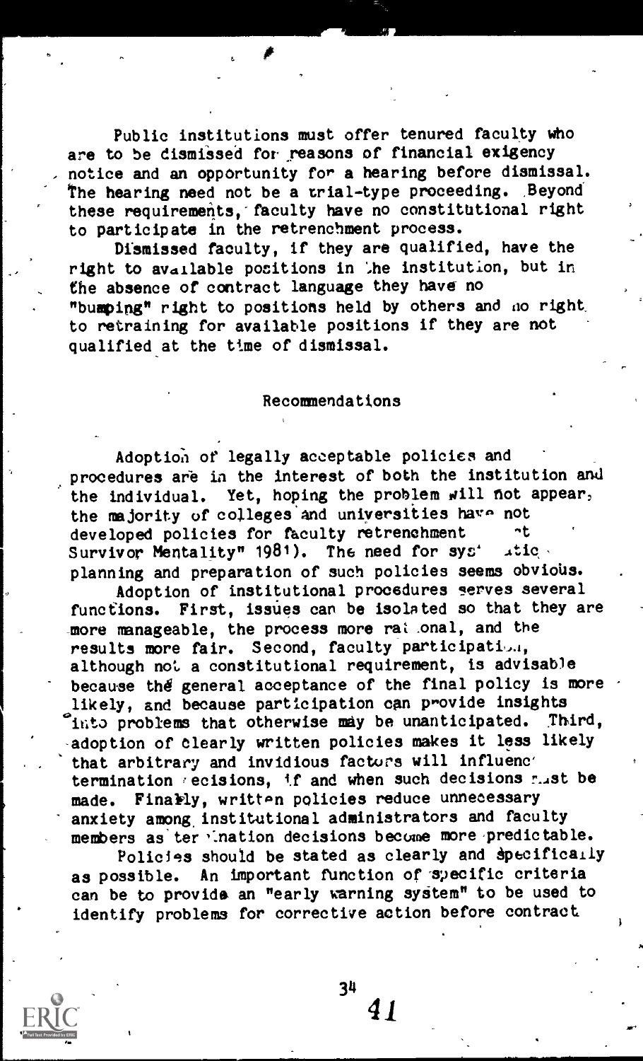Public institutions must offer tenured faculty who are to be dismissed for reasons of financial exigency notice and an opportunity for a hearing before dismissal. The hearing need not be a trial-type proceeding. Beyond these requirements, faculty have no constitutional right to participate in the retrenchment process.

Dismissed faculty, if they are qualified, have the right to available positions in the institution, but in the absence of contract language they have no "bumping" right to positions held by others and no right to retraining for available positions if they are not qualified at the time of dismissal.

## Recommendations

Adoption of legally acceptable policies and procedures are in the interest of both the institution and the individual. Yet, hoping the problem will not appear, the majority of colleges and universities have not developed policies for faculty retrenchment ("Not Survivor Mentality" 1981). The need for systematic planning and preparation of such policies seems obvious.

Adoption of institutional procedures serves several functions. First, issues can be isolated so that they are more manageable, the process more rational, and the results more fair. Second, faculty participation, although not a constitutional requirement, is advisable because the general acceptance of the final policy is more likely, and because participation can provide insights into problems that otherwise may be unanticipated. Third, adoption of clearly written policies makes it less likely that arbitrary and invidious factors will influence termination decisions, if and when such decisions must be made. Finally, written policies reduce unnecessary anxiety among institutional administrators and faculty members as termination decisions become more predictable.

Policies should be stated as clearly and specifically as possible. An important function of specific criteria can be to provide an "early warning system" to be used to identify problems for corrective action before contract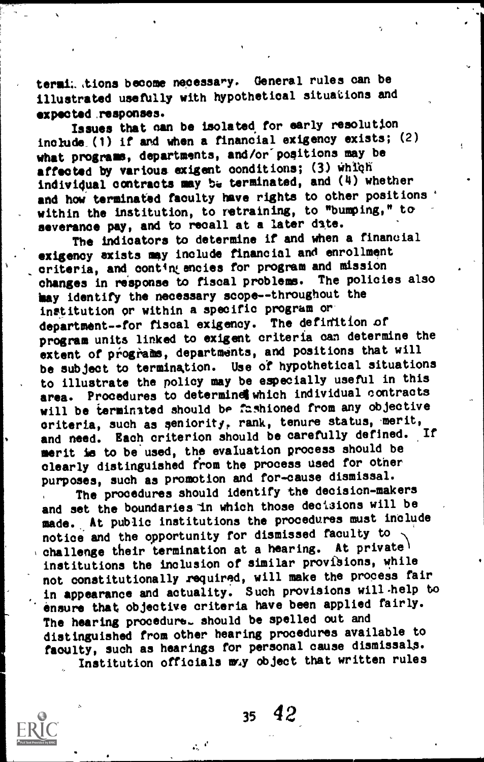terminations become necessary. General rules can be illustrated usefully with hypothetical situations and expected responses.

Issues that can be isolated for early resolution include (1) if and when a financial exigency exists; (2) what programs, departments, and/or positions may be affected by various exigent conditions; (3) which individual contracts may be terminated, and (4) whether and how terminated faculty have rights to other positions within the institution, to retraining, to "bumping," to severance pay, and to recall at a later date.

The indicators to determine if and when a financial exigency exists may include financial and enrollment criteria, and contingencies for program and mission changes in response to fiscal problems. The policies also may identify the necessary scope--throughout the institution or within a specific program or department--for fiscal exigency. The definition of program units linked to exigent criteria can determine the extent of programs, departments, and positions that will be subject to termination. Use of hypothetical situations to illustrate the policy may be especially useful in this area. Procedures to determine which individual contracts will be terminated should be fashioned from any objective criteria, such as seniority, rank, tenure status, merit, and need. Each criterion should be carefully defined. If merit is to be used, the evaluation process should be clearly distinguished from the process used for other purposes, such as promotion and for-cause dismissal.

The procedures should identify the decision-makers and set the boundaries in which those decisions will be made. At public institutions the procedures must include notice and the opportunity for dismissed faculty to challenge their termination at a hearing. At private institutions the inclusion of similar provisions, while not constitutionally required, will make the process fair in appearance and actuality. Such provisions will help to ensure that objective criteria have been applied fairly. The hearing procedures should be spelled out and distinguished from other hearing procedures available to faculty, such as hearings for personal cause dismissals.

Institution officials may object that written rules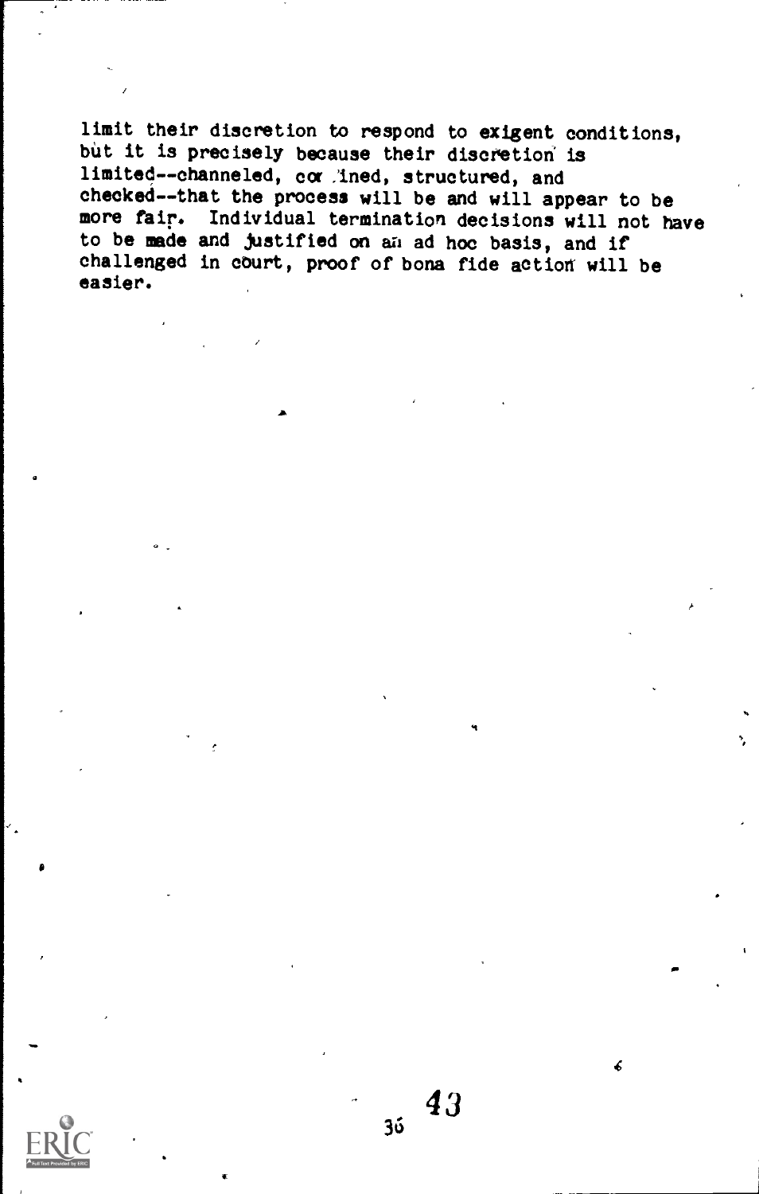limit their discretion to respond to exigent conditions, but it is precisely because their discretion is limited--channeled, confined, structured, and checked--that the process will be and will appear to be more fair. Individual termination decisions will not have to be made and justified on an ad hoc basis, and if challenged in court, proof of bona fide action will be easier.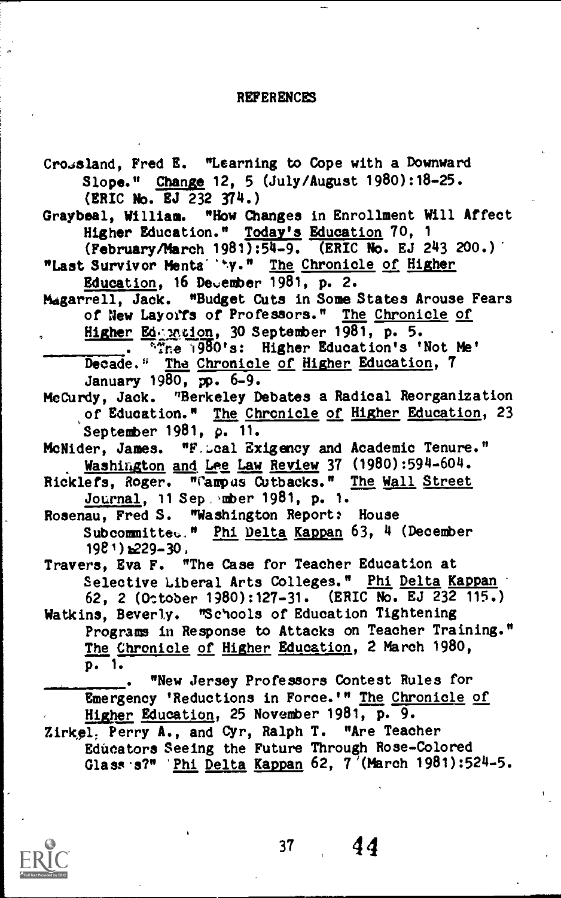## REFERENCES

Crossland, Fred E. "Learning to Cope with a Downward Slope." Change 12, 5 (July/August 1980):18-25. (ERIC No. EJ 232 374.)

Graybeal, William. "How Changes in Enrollment Will Affect Higher Education." Today's Education 70, 1 (February/March 1981):54-9. (ERIC No. EJ 243 200.)

"Last Survivor Mentality." The Chronicle of Higher Education, 16 December 1981, p. 2.

Magarrell, Jack. "Budget Cuts in Some States Arouse Fears of New Layoffs of Professors." The Chronicle of Higher Education, 30 September 1981, p. 5.

________. "The 1980's: Higher Education's 'Not Me' Decade." The Chronicle of Higher Education, 7 January 1980, pp. 6-9.

McCurdy, Jack. "Berkeley Debates a Radical Reorganization of Education." The Chronicle of Higher Education, 23 September 1981, p. 11.

McNider, James. "Fiscal Exigency and Academic Tenure." Washington and Lee Law Review 37 (1980):594-604.

Ricklefs, Roger. "Campus Cutbacks." The Wall Street Journal, 11 September 1981, p. 1.

Rosenau, Fred S. "Washington Report: House Subcommittee." Phi Delta Kappan 63, 4 (December 1981):229-30.

Travers, Eva F. "The Case for Teacher Education at Selective Liberal Arts Colleges." Phi Delta Kappan 62, 2 (October 1980):127-31. (ERIC No. EJ 232 115.)

Watkins, Beverly. "Schools of Education Tightening Programs in Response to Attacks on Teacher Training." The Chronicle of Higher Education, 2 March 1980, p. 1.

________. "New Jersey Professors Contest Rules for Emergency 'Reductions in Force.'" The Chronicle of Higher Education, 25 November 1981, p. 9.

Zirkel, Perry A., and Cyr, Ralph T. "Are Teacher Educators Seeing the Future Through Rose-Colored Glasses?" Phi Delta Kappan 62, 7 (March 1981):524-5.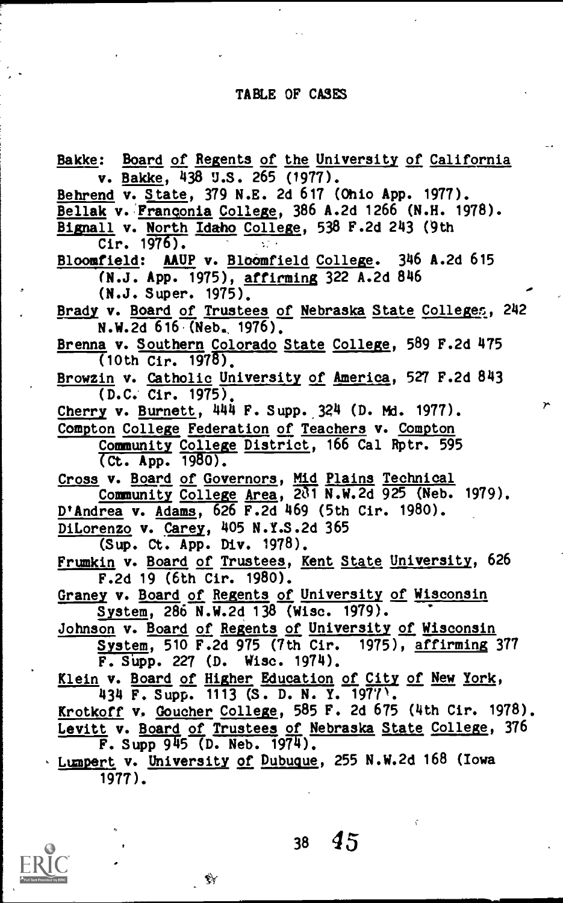# TABLE OF CASES

Bakke: Board of Regents of the University of California v. Bakke, 438 U.S. 265 (1977).

Behrend v. State, 379 N.E. 2d 617 (Ohio App. 1977).

Bellak v. Franconia College, 386 A.2d 1266 (N.H. 1978).

Bignall v. North Idaho College, 538 F.2d 243 (9th Cir. 1976).

Bloomfield: AAUP v. Bloomfield College. 346 A.2d 615 (N.J. App. 1975), affirming 322 A.2d 846 (N.J. Super. 1975).

Brady v. Board of Trustees of Nebraska State Colleges, 242 N.W.2d 616 (Neb. 1976).

Brenna v. Southern Colorado State College, 589 F.2d 475 (10th Cir. 1978).

Browzin v. Catholic University of America, 527 F.2d 843 (D.C. Cir. 1975).

Cherry v. Burnett, 444 F. Supp. 324 (D. Md. 1977).

Compton College Federation of Teachers v. Compton Community College District, 166 Cal Rptr. 595 (Ct. App. 1980).

Cross v. Board of Governors, Mid Plains Technical Community College Area, 281 N.W.2d 925 (Neb. 1979).

D'Andrea v. Adams, 626 F.2d 469 (5th Cir. 1980).

DiLorenzo v. Carey, 405 N.Y.S.2d 365 (Sup. Ct. App. Div. 1978).

Frumkin v. Board of Trustees, Kent State University, 626 F.2d 19 (6th Cir. 1980).

Graney v. Board of Regents of University of Wisconsin System, 286 N.W.2d 138 (Wisc. 1979).

Johnson v. Board of Regents of University of Wisconsin System, 510 F.2d 975 (7th Cir. 1975), affirming 377 F. Supp. 227 (D. Wisc. 1974).

Klein v. Board of Higher Education of City of New York, 434 F. Supp. 1113 (S. D. N. Y. 1977).

Krotkoff v. Goucher College, 585 F. 2d 675 (4th Cir. 1978).

Levitt v. Board of Trustees of Nebraska State College, 376 F. Supp 945 (D. Neb. 1974).

Lumpert v. University of Dubuque, 255 N.W.2d 168 (Iowa 1977).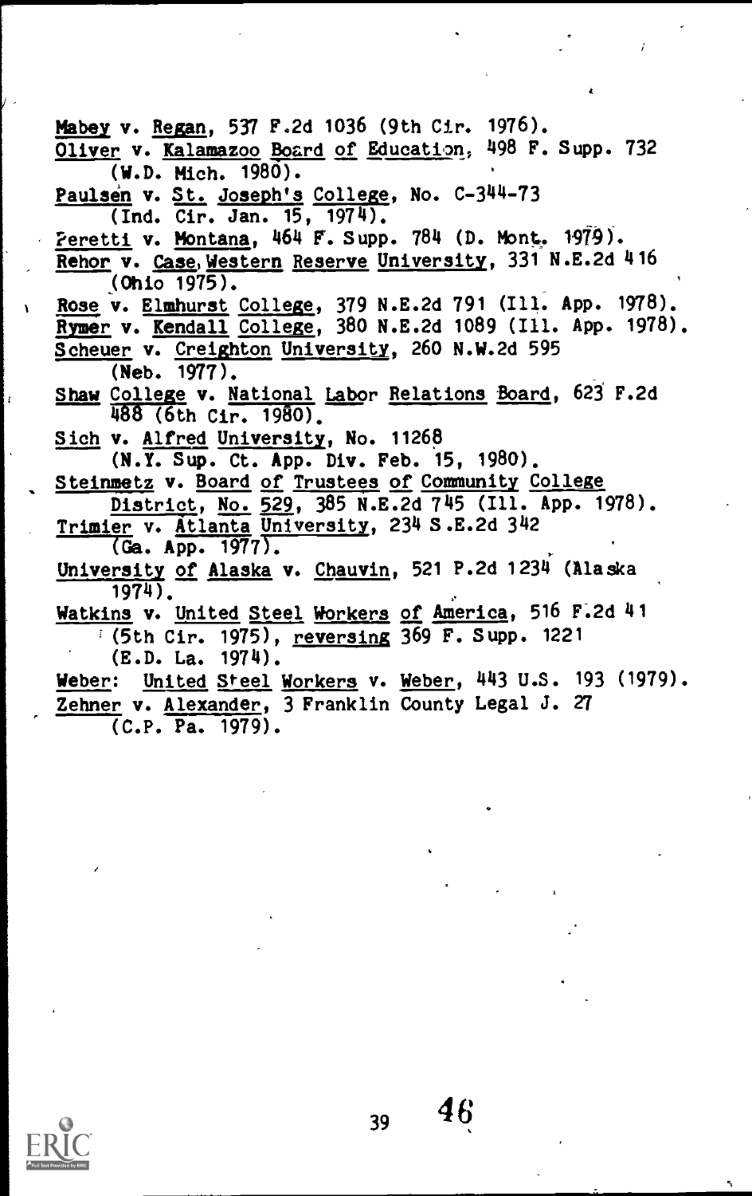Mabey v. Regan, 537 F.2d 1036 (9th Cir. 1976).

Oliver v. Kalamazoo Board of Education, 498 F. Supp. 732 (W.D. Mich. 1980).

Paulsen v. St. Joseph's College, No. C-344-73 (Ind. Cir. Jan. 15, 1974).

Peretti v. Montana, 464 F. Supp. 784 (D. Mont. 1979).

Rehor v. Case Western Reserve University, 331 N.E.2d 416 (Ohio 1975).

Rose v. Elmhurst College, 379 N.E.2d 791 (Ill. App. 1978).

Rymer v. Kendall College, 380 N.E.2d 1089 (Ill. App. 1978).

Scheuer v. Creighton University, 260 N.W.2d 595 (Neb. 1977).

Shaw College v. National Labor Relations Board, 623 F.2d 488 (6th Cir. 1980).

Sich v. Alfred University, No. 11268 (N.Y. Sup. Ct. App. Div. Feb. 15, 1980).

Steinmetz v. Board of Trustees of Community College District, No. 529, 385 N.E.2d 745 (Ill. App. 1978).

Trimier v. Atlanta University, 234 S.E.2d 342 (Ga. App. 1977).

University of Alaska v. Chauvin, 521 P.2d 1234 (Alaska 1974).

Watkins v. United Steel Workers of America, 516 F.2d 41 (5th Cir. 1975), reversing 369 F. Supp. 1221 (E.D. La. 1974).

Weber: United Steel Workers v. Weber, 443 U.S. 193 (1979).

Zehner v. Alexander, 3 Franklin County Legal J. 27 (C.P. Pa. 1979).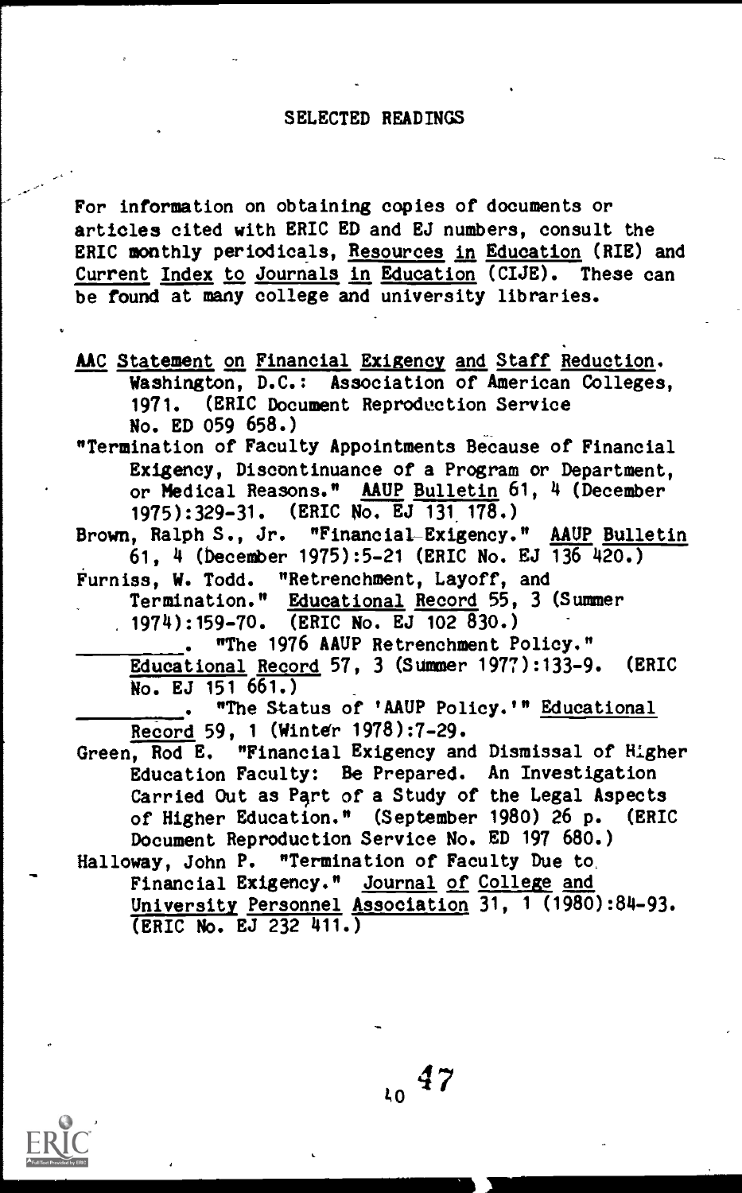## SELECTED READINGS

For information on obtaining copies of documents or articles cited with ERIC ED and EJ numbers, consult the ERIC monthly periodicals, Resources in Education (RIE) and Current Index to Journals in Education (CIJE). These can be found at many college and university libraries.

AAC Statement on Financial Exigency and Staff Reduction. Washington, D.C.: Association of American Colleges, 1971. (ERIC Document Reproduction Service No. ED 059 658.)

"Termination of Faculty Appointments Because of Financial Exigency, Discontinuance of a Program or Department, or Medical Reasons." AAUP Bulletin 61, 4 (December 1975):329-31. (ERIC No. EJ 131 178.)

Brown, Ralph S., Jr. "Financial Exigency." AAUP Bulletin 61, 4 (December 1975):5-21 (ERIC No. EJ 136 420.)

Furniss, W. Todd. "Retrenchment, Layoff, and Termination." Educational Record 55, 3 (Summer 1974):159-70. (ERIC No. EJ 102 830.)

________. "The 1976 AAUP Retrenchment Policy." Educational Record 57, 3 (Summer 1977):133-9. (ERIC No. EJ 151 661.)

________. "The Status of 'AAUP Policy.'" Educational Record 59, 1 (Winter 1978):7-29.

Green, Rod E. "Financial Exigency and Dismissal of Higher Education Faculty: Be Prepared. An Investigation Carried Out as Part of a Study of the Legal Aspects of Higher Education." (September 1980) 26 p. (ERIC Document Reproduction Service No. ED 197 680.)

Halloway, John P. "Termination of Faculty Due to Financial Exigency." Journal of College and University Personnel Association 31, 1 (1980):84-93. (ERIC No. EJ 232 411.)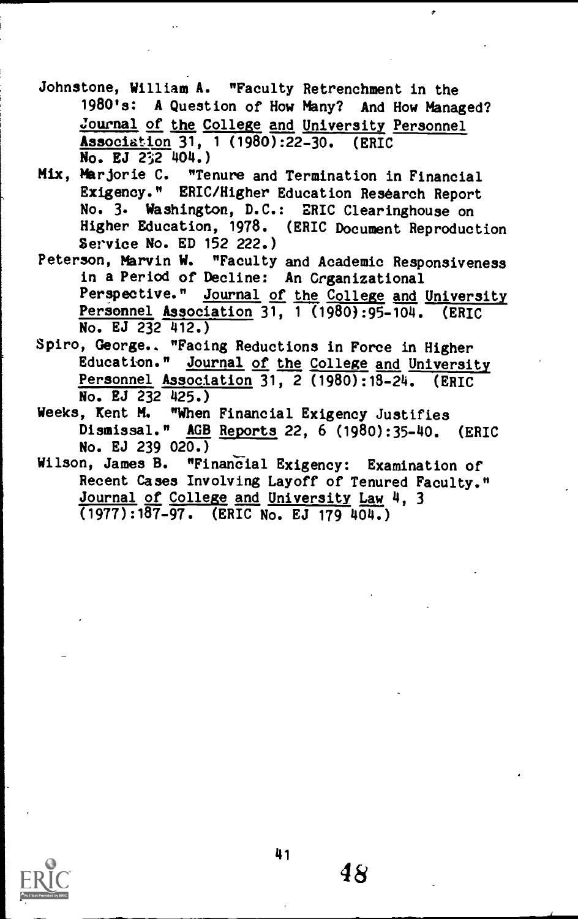Johnstone, William A. "Faculty Retrenchment in the 1980's: A Question of How Many? And How Managed? Journal of the College and University Personnel Association 31, 1 (1980):22-30. (ERIC No. EJ 232 404.)

Mix, Marjorie C. "Tenure and Termination in Financial Exigency." ERIC/Higher Education Research Report No. 3. Washington, D.C.: ERIC Clearinghouse on Higher Education, 1978. (ERIC Document Reproduction Service No. ED 152 222.)

Peterson, Marvin W. "Faculty and Academic Responsiveness in a Period of Decline: An Organizational Perspective." Journal of the College and University Personnel Association 31, 1 (1980):95-104. (ERIC No. EJ 232 412.)

Spiro, George. "Facing Reductions in Force in Higher Education." Journal of the College and University Personnel Association 31, 2 (1980):18-24. (ERIC No. EJ 232 425.)

Weeks, Kent M. "When Financial Exigency Justifies Dismissal." AGB Reports 22, 6 (1980):35-40. (ERIC No. EJ 239 020.)

Wilson, James B. "Financial Exigency: Examination of Recent Cases Involving Layoff of Tenured Faculty." Journal of College and University Law 4, 3 (1977):187-97. (ERIC No. EJ 179 404.)